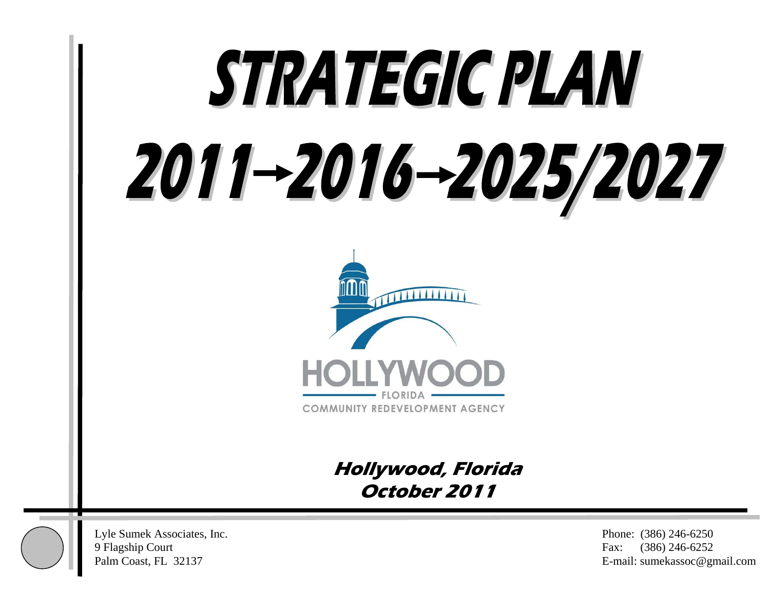# STRATEGIC PLAN

# 2011→2016→2025/2027

HOLLYWOOD

FLORIDA

COMMUNITY REDEVELOPMENT AGENCY

**Hollywood, Florida**
**October 2011**

Lyle Sumek Associates, Inc.
9 Flagship Court
Palm Coast, FL 32137

Phone: (386) 246-6250
Fax: (386) 246-6252
E-mail: sumekassoc@gmail.com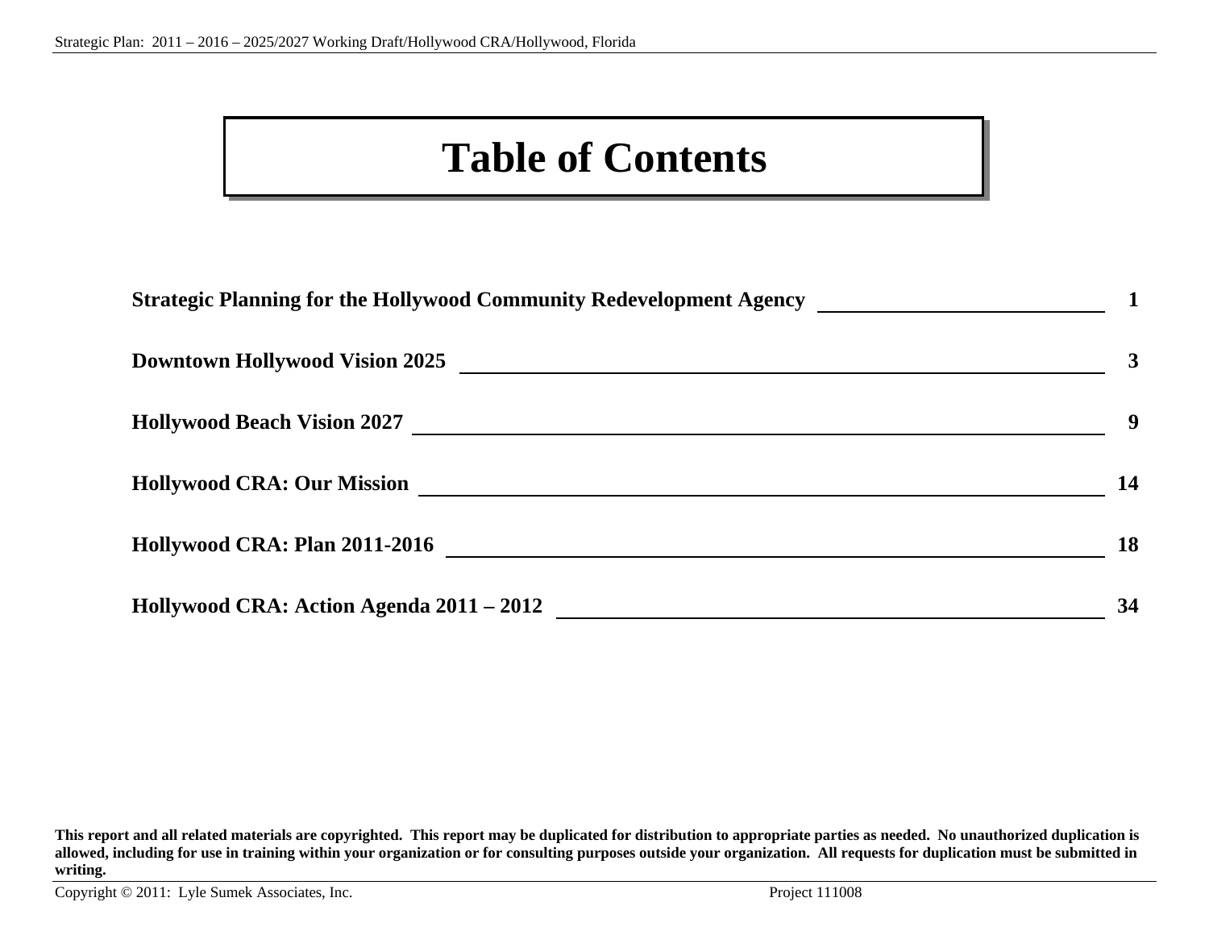# Table of Contents

| | |
|---|---|
| **Strategic Planning for the Hollywood Community Redevelopment Agency** | **1** |
| **Downtown Hollywood Vision 2025** | **3** |
| **Hollywood Beach Vision 2027** | **9** |
| **Hollywood CRA: Our Mission** | **14** |
| **Hollywood CRA: Plan 2011-2016** | **18** |
| **Hollywood CRA: Action Agenda 2011 – 2012** | **34** |

**This report and all related materials are copyrighted. This report may be duplicated for distribution to appropriate parties as needed. No unauthorized duplication is allowed, including for use in training within your organization or for consulting purposes outside your organization. All requests for duplication must be submitted in writing.**

Copyright © 2011: Lyle Sumek Associates, Inc. Project 111008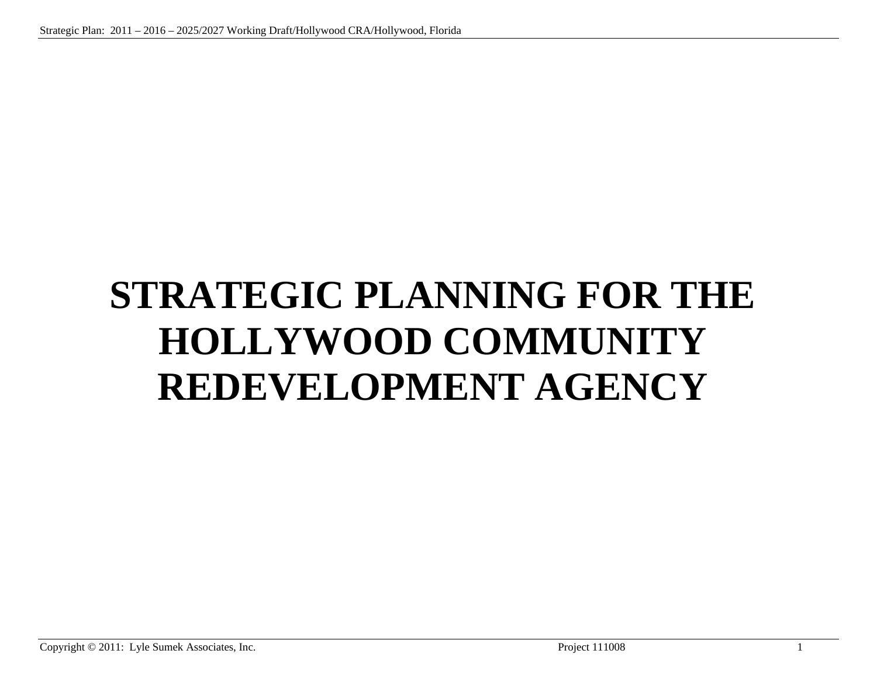# STRATEGIC PLANNING FOR THE HOLLYWOOD COMMUNITY REDEVELOPMENT AGENCY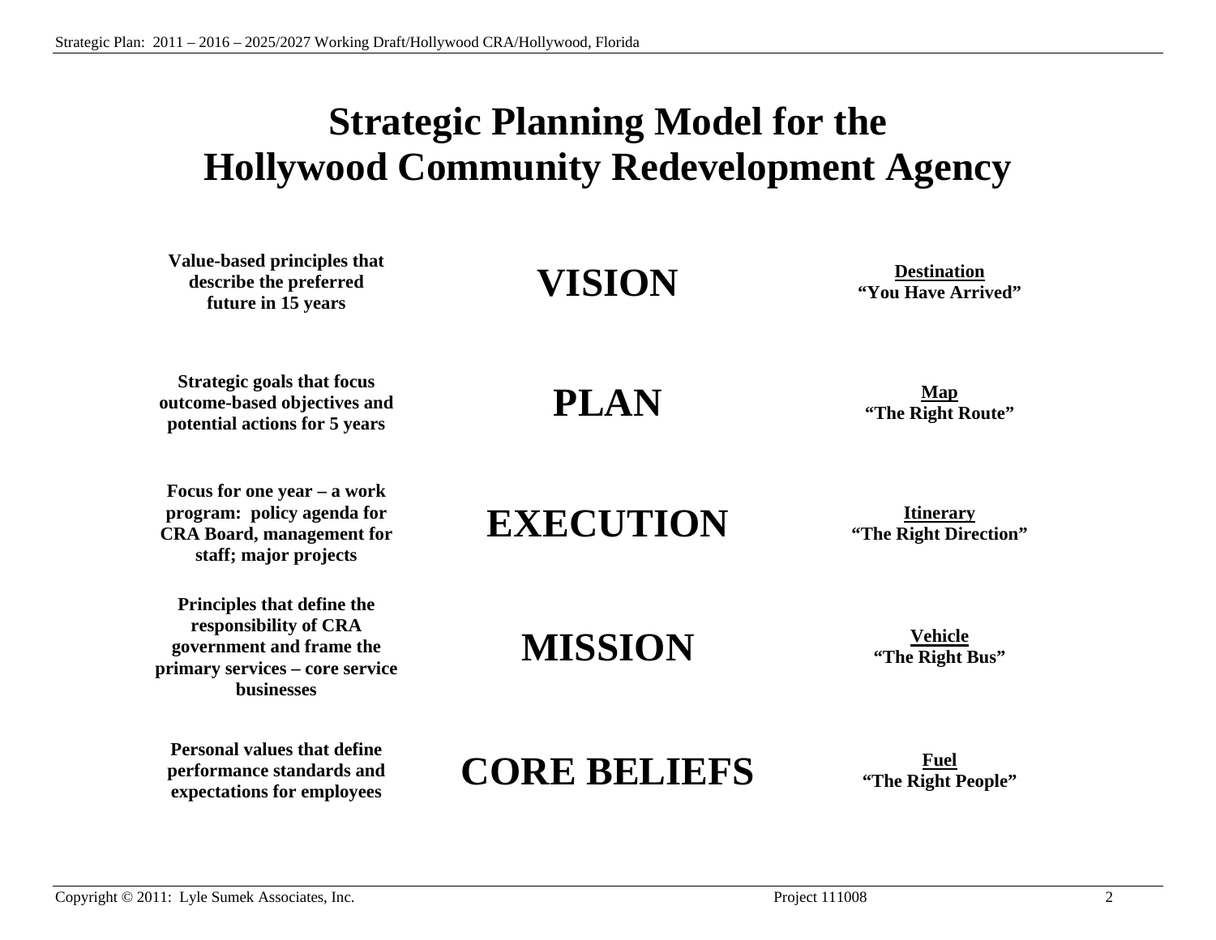# Strategic Planning Model for the Hollywood Community Redevelopment Agency

| Description | Element | Metaphor |
| --- | --- | --- |
| **Value-based principles that describe the preferred future in 15 years** | **VISION** | **Destination** "You Have Arrived" |
| **Strategic goals that focus outcome-based objectives and potential actions for 5 years** | **PLAN** | **Map** "The Right Route" |
| **Focus for one year – a work program: policy agenda for CRA Board, management for staff; major projects** | **EXECUTION** | **Itinerary** "The Right Direction" |
| **Principles that define the responsibility of CRA government and frame the primary services – core service businesses** | **MISSION** | **Vehicle** "The Right Bus" |
| **Personal values that define performance standards and expectations for employees** | **CORE BELIEFS** | **Fuel** "The Right People" |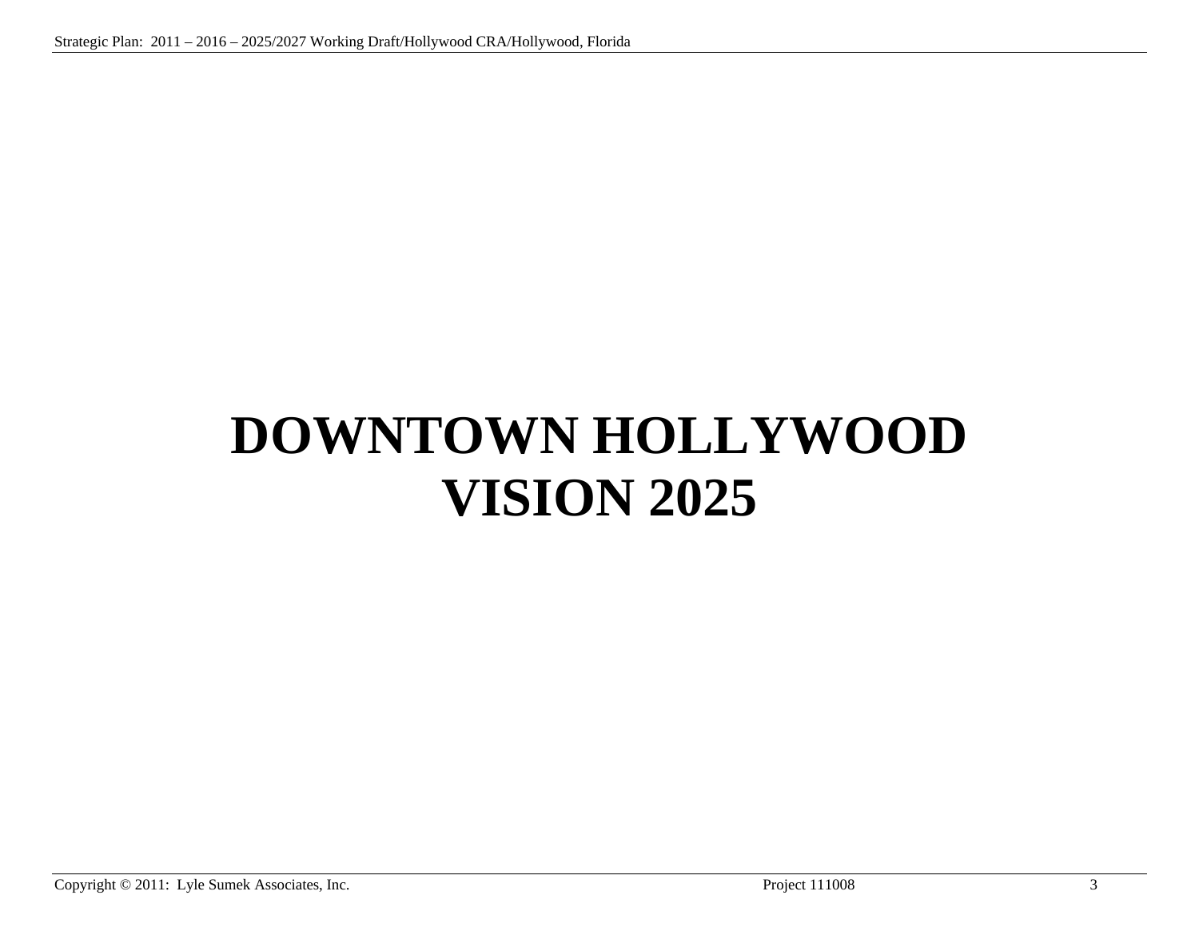# DOWNTOWN HOLLYWOOD VISION 2025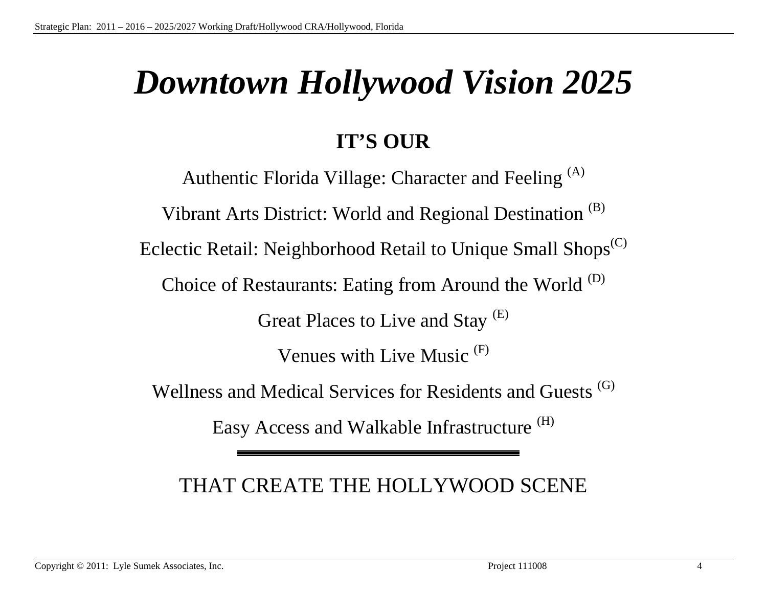# ***Downtown Hollywood Vision 2025***

**IT'S OUR**

Authentic Florida Village: Character and Feeling [(A)]

Vibrant Arts District: World and Regional Destination [(B)]

Eclectic Retail: Neighborhood Retail to Unique Small Shops[(C)]

Choice of Restaurants: Eating from Around the World [(D)]

Great Places to Live and Stay [(E)]

Venues with Live Music [(F)]

Wellness and Medical Services for Residents and Guests [(G)]

Easy Access and Walkable Infrastructure [(H)]

---

THAT CREATE THE HOLLYWOOD SCENE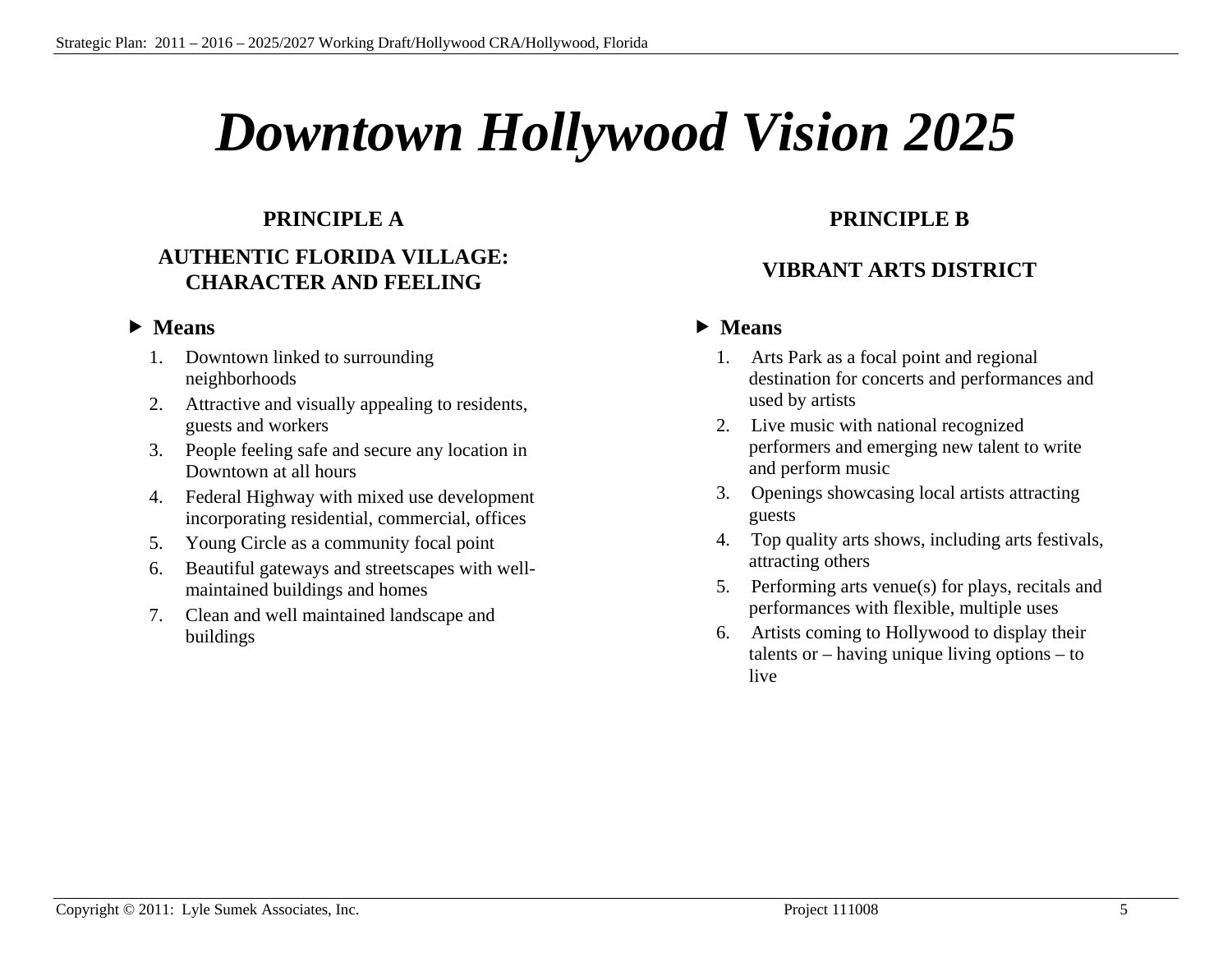# *Downtown Hollywood Vision 2025*

## PRINCIPLE A

## AUTHENTIC FLORIDA VILLAGE: CHARACTER AND FEELING

▶ **Means**

1. Downtown linked to surrounding neighborhoods
2. Attractive and visually appealing to residents, guests and workers
3. People feeling safe and secure any location in Downtown at all hours
4. Federal Highway with mixed use development incorporating residential, commercial, offices
5. Young Circle as a community focal point
6. Beautiful gateways and streetscapes with well-maintained buildings and homes
7. Clean and well maintained landscape and buildings

## PRINCIPLE B

## VIBRANT ARTS DISTRICT

▶ **Means**

1. Arts Park as a focal point and regional destination for concerts and performances and used by artists
2. Live music with national recognized performers and emerging new talent to write and perform music
3. Openings showcasing local artists attracting guests
4. Top quality arts shows, including arts festivals, attracting others
5. Performing arts venue(s) for plays, recitals and performances with flexible, multiple uses
6. Artists coming to Hollywood to display their talents or – having unique living options – to live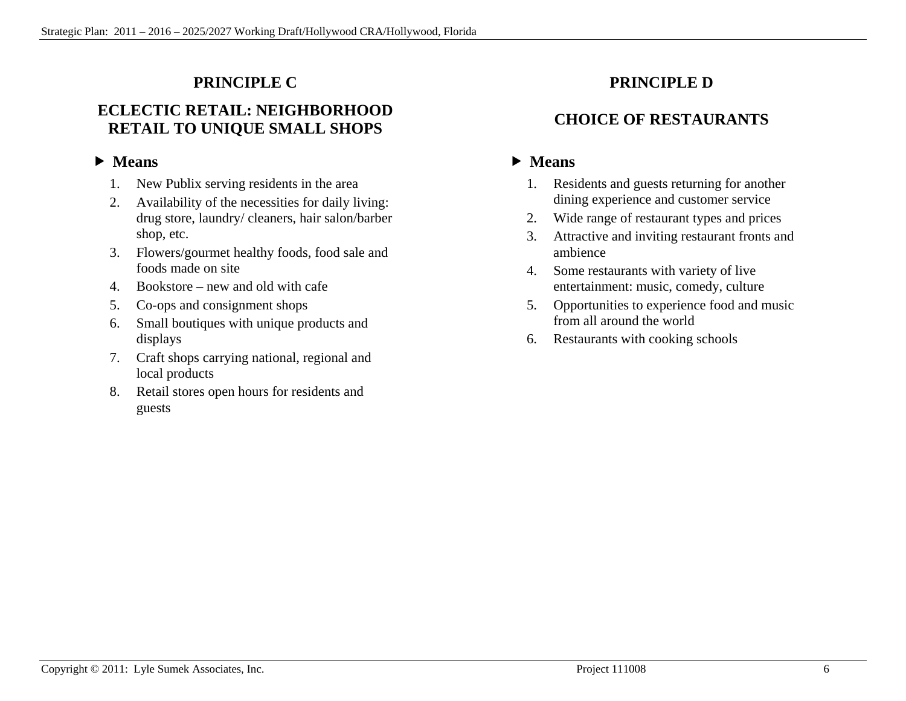## PRINCIPLE C

## ECLECTIC RETAIL: NEIGHBORHOOD RETAIL TO UNIQUE SMALL SHOPS

- **Means**

1. New Publix serving residents in the area
2. Availability of the necessities for daily living: drug store, laundry/ cleaners, hair salon/barber shop, etc.
3. Flowers/gourmet healthy foods, food sale and foods made on site
4. Bookstore – new and old with cafe
5. Co-ops and consignment shops
6. Small boutiques with unique products and displays
7. Craft shops carrying national, regional and local products
8. Retail stores open hours for residents and guests

## PRINCIPLE D

## CHOICE OF RESTAURANTS

- **Means**

1. Residents and guests returning for another dining experience and customer service
2. Wide range of restaurant types and prices
3. Attractive and inviting restaurant fronts and ambience
4. Some restaurants with variety of live entertainment: music, comedy, culture
5. Opportunities to experience food and music from all around the world
6. Restaurants with cooking schools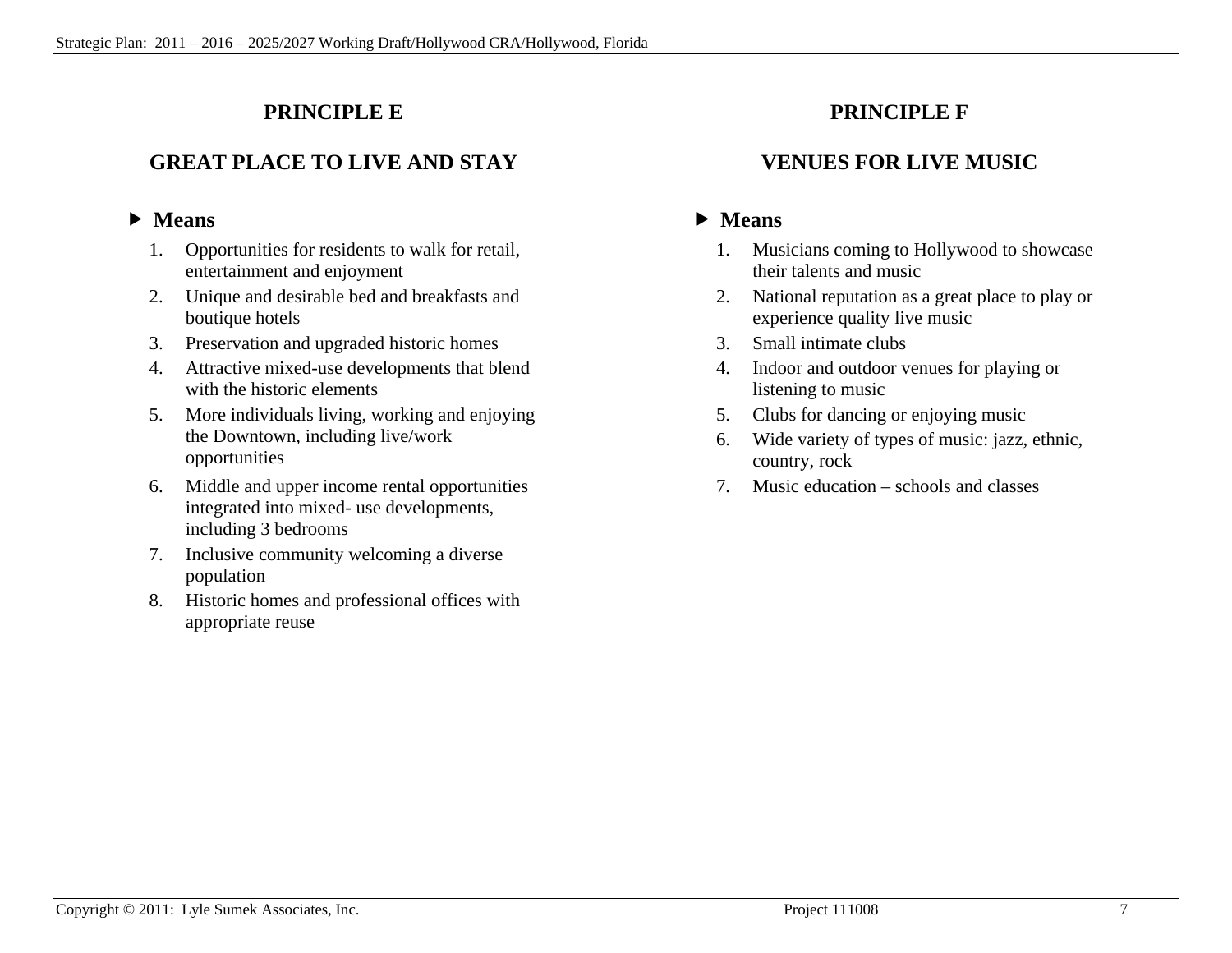## PRINCIPLE E

### GREAT PLACE TO LIVE AND STAY

▶ **Means**

1. Opportunities for residents to walk for retail, entertainment and enjoyment
2. Unique and desirable bed and breakfasts and boutique hotels
3. Preservation and upgraded historic homes
4. Attractive mixed-use developments that blend with the historic elements
5. More individuals living, working and enjoying the Downtown, including live/work opportunities
6. Middle and upper income rental opportunities integrated into mixed- use developments, including 3 bedrooms
7. Inclusive community welcoming a diverse population
8. Historic homes and professional offices with appropriate reuse

## PRINCIPLE F

### VENUES FOR LIVE MUSIC

▶ **Means**

1. Musicians coming to Hollywood to showcase their talents and music
2. National reputation as a great place to play or experience quality live music
3. Small intimate clubs
4. Indoor and outdoor venues for playing or listening to music
5. Clubs for dancing or enjoying music
6. Wide variety of types of music: jazz, ethnic, country, rock
7. Music education – schools and classes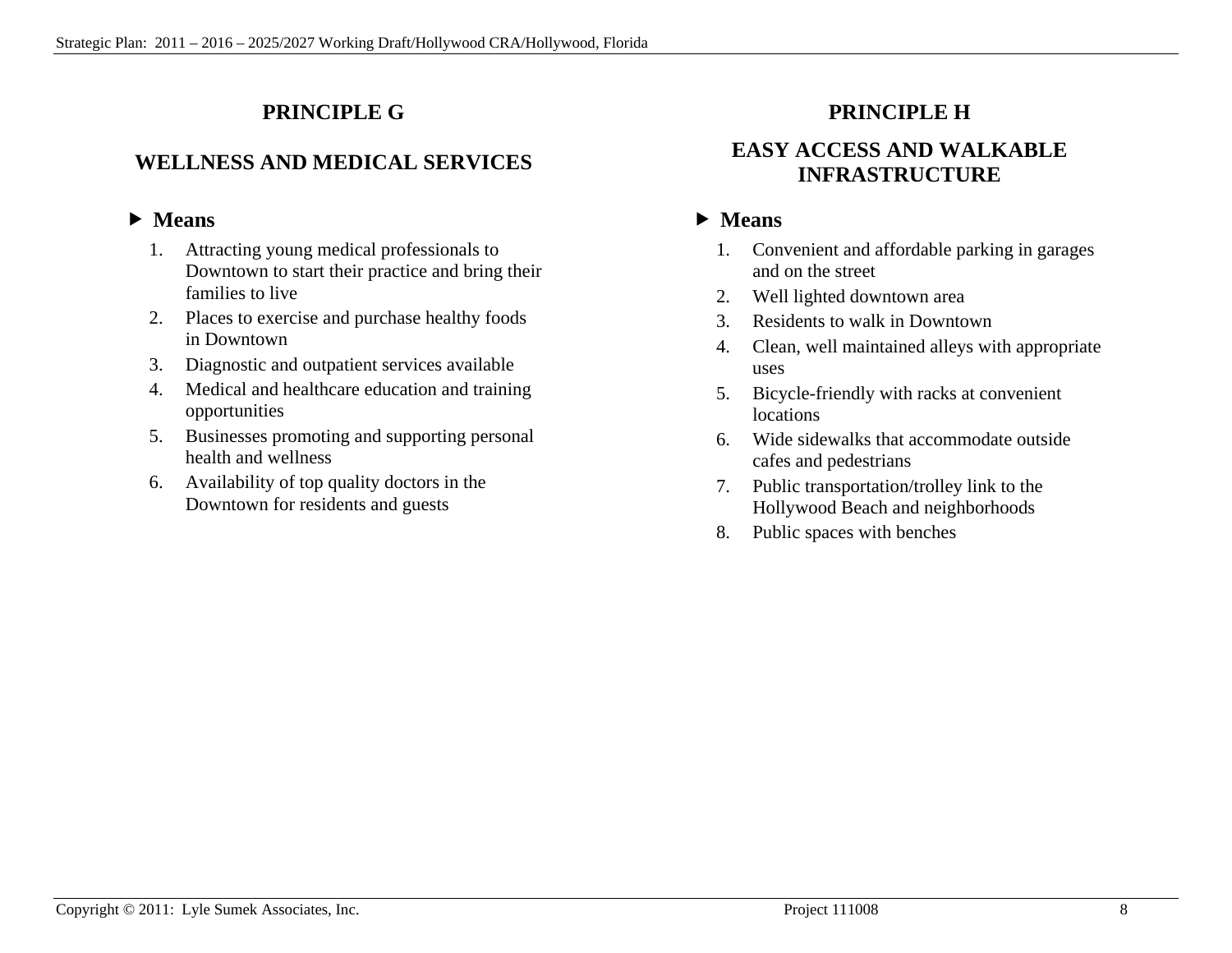## PRINCIPLE G

## WELLNESS AND MEDICAL SERVICES

### ▶ Means

1. Attracting young medical professionals to Downtown to start their practice and bring their families to live
2. Places to exercise and purchase healthy foods in Downtown
3. Diagnostic and outpatient services available
4. Medical and healthcare education and training opportunities
5. Businesses promoting and supporting personal health and wellness
6. Availability of top quality doctors in the Downtown for residents and guests

## PRINCIPLE H

## EASY ACCESS AND WALKABLE INFRASTRUCTURE

### ▶ Means

1. Convenient and affordable parking in garages and on the street
2. Well lighted downtown area
3. Residents to walk in Downtown
4. Clean, well maintained alleys with appropriate uses
5. Bicycle-friendly with racks at convenient locations
6. Wide sidewalks that accommodate outside cafes and pedestrians
7. Public transportation/trolley link to the Hollywood Beach and neighborhoods
8. Public spaces with benches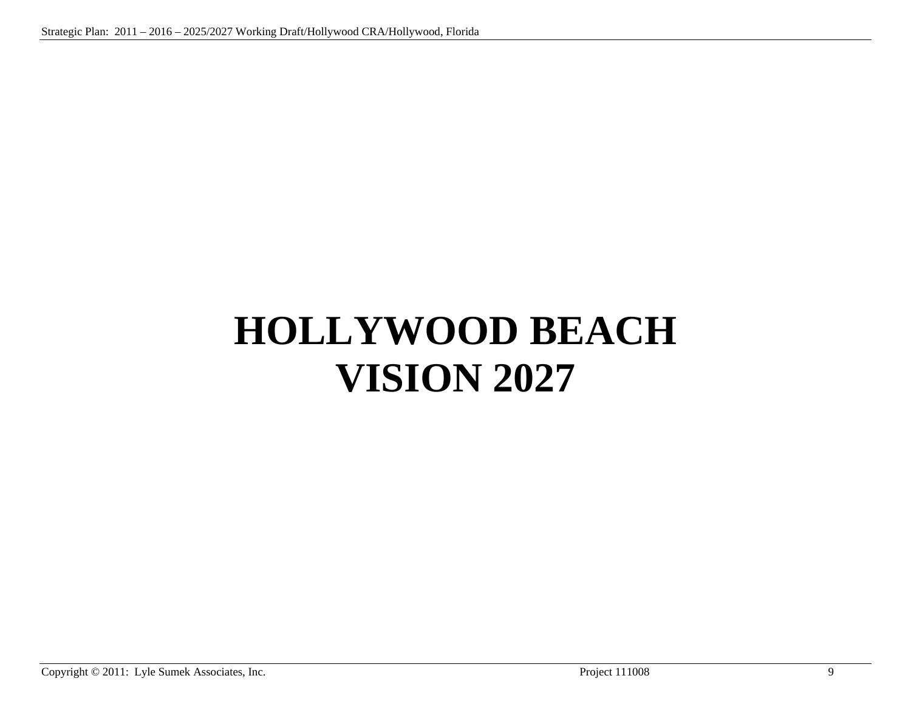# HOLLYWOOD BEACH
# VISION 2027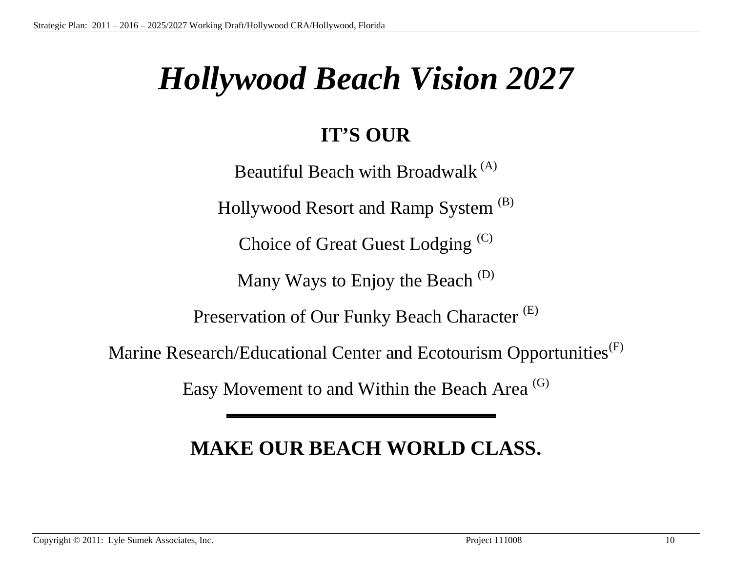# *Hollywood Beach Vision 2027*

**IT'S OUR**

Beautiful Beach with Broadwalk [A]

Hollywood Resort and Ramp System [B]

Choice of Great Guest Lodging [C]

Many Ways to Enjoy the Beach [D]

Preservation of Our Funky Beach Character [E]

Marine Research/Educational Center and Ecotourism Opportunities[F]

Easy Movement to and Within the Beach Area [G]

---

**MAKE OUR BEACH WORLD CLASS.**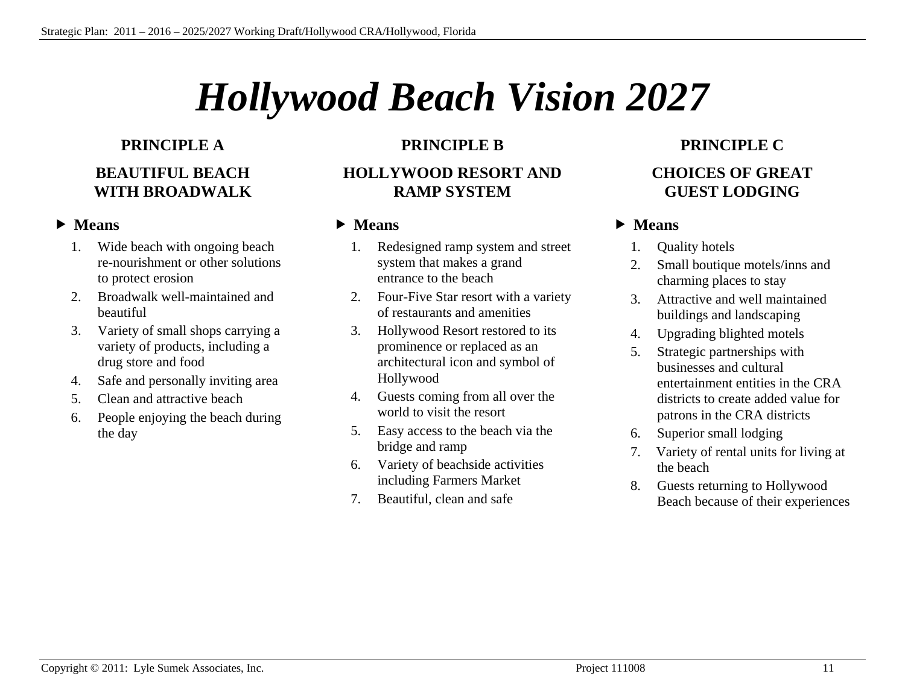# *Hollywood Beach Vision 2027*

## PRINCIPLE A

### BEAUTIFUL BEACH WITH BROADWALK

▶ **Means**

1. Wide beach with ongoing beach re-nourishment or other solutions to protect erosion
2. Broadwalk well-maintained and beautiful
3. Variety of small shops carrying a variety of products, including a drug store and food
4. Safe and personally inviting area
5. Clean and attractive beach
6. People enjoying the beach during the day

## PRINCIPLE B

### HOLLYWOOD RESORT AND RAMP SYSTEM

▶ **Means**

1. Redesigned ramp system and street system that makes a grand entrance to the beach
2. Four-Five Star resort with a variety of restaurants and amenities
3. Hollywood Resort restored to its prominence or replaced as an architectural icon and symbol of Hollywood
4. Guests coming from all over the world to visit the resort
5. Easy access to the beach via the bridge and ramp
6. Variety of beachside activities including Farmers Market
7. Beautiful, clean and safe

## PRINCIPLE C

### CHOICES OF GREAT GUEST LODGING

▶ **Means**

1. Quality hotels
2. Small boutique motels/inns and charming places to stay
3. Attractive and well maintained buildings and landscaping
4. Upgrading blighted motels
5. Strategic partnerships with businesses and cultural entertainment entities in the CRA districts to create added value for patrons in the CRA districts
6. Superior small lodging
7. Variety of rental units for living at the beach
8. Guests returning to Hollywood Beach because of their experiences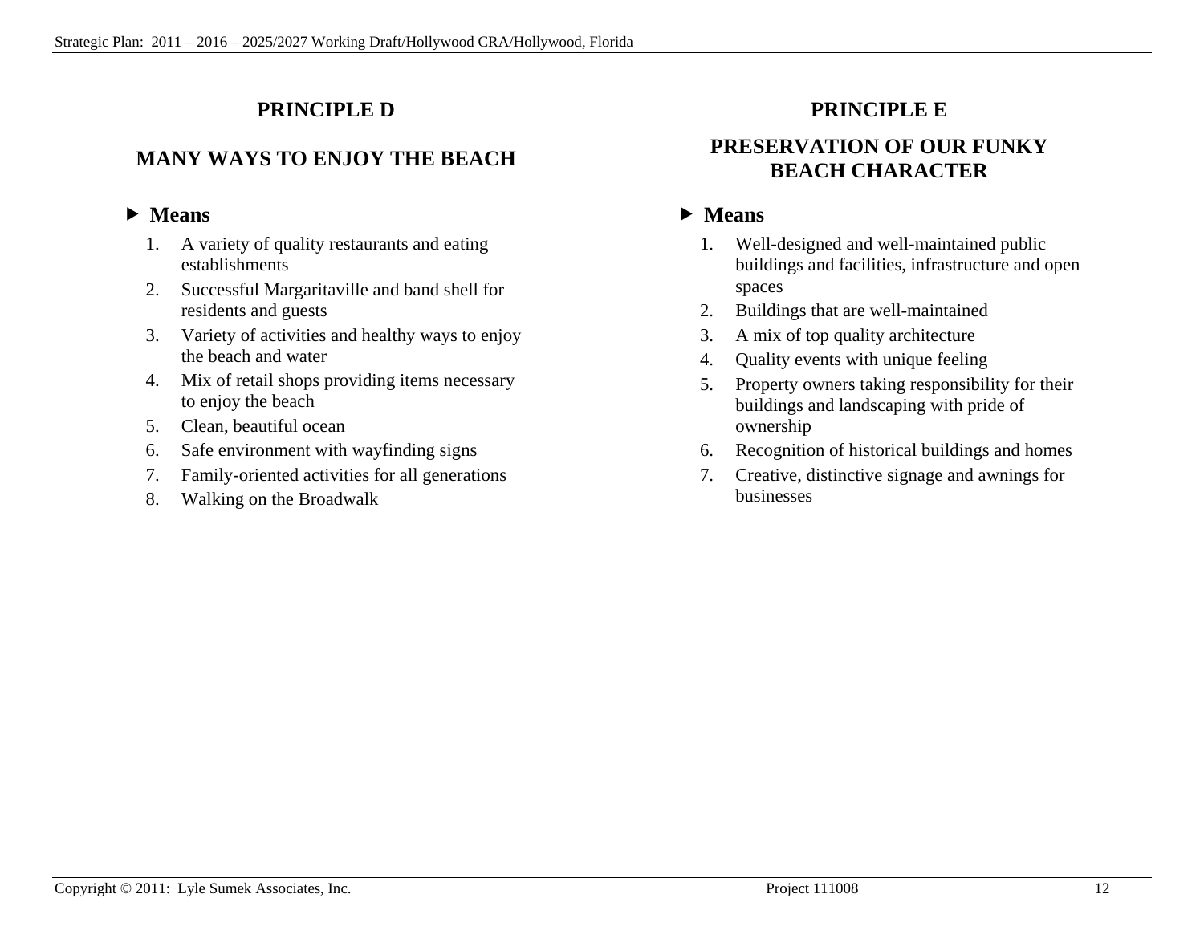## PRINCIPLE D

## MANY WAYS TO ENJOY THE BEACH

### ▶ Means

1. A variety of quality restaurants and eating establishments
2. Successful Margaritaville and band shell for residents and guests
3. Variety of activities and healthy ways to enjoy the beach and water
4. Mix of retail shops providing items necessary to enjoy the beach
5. Clean, beautiful ocean
6. Safe environment with wayfinding signs
7. Family-oriented activities for all generations
8. Walking on the Broadwalk

## PRINCIPLE E

## PRESERVATION OF OUR FUNKY BEACH CHARACTER

### ▶ Means

1. Well-designed and well-maintained public buildings and facilities, infrastructure and open spaces
2. Buildings that are well-maintained
3. A mix of top quality architecture
4. Quality events with unique feeling
5. Property owners taking responsibility for their buildings and landscaping with pride of ownership
6. Recognition of historical buildings and homes
7. Creative, distinctive signage and awnings for businesses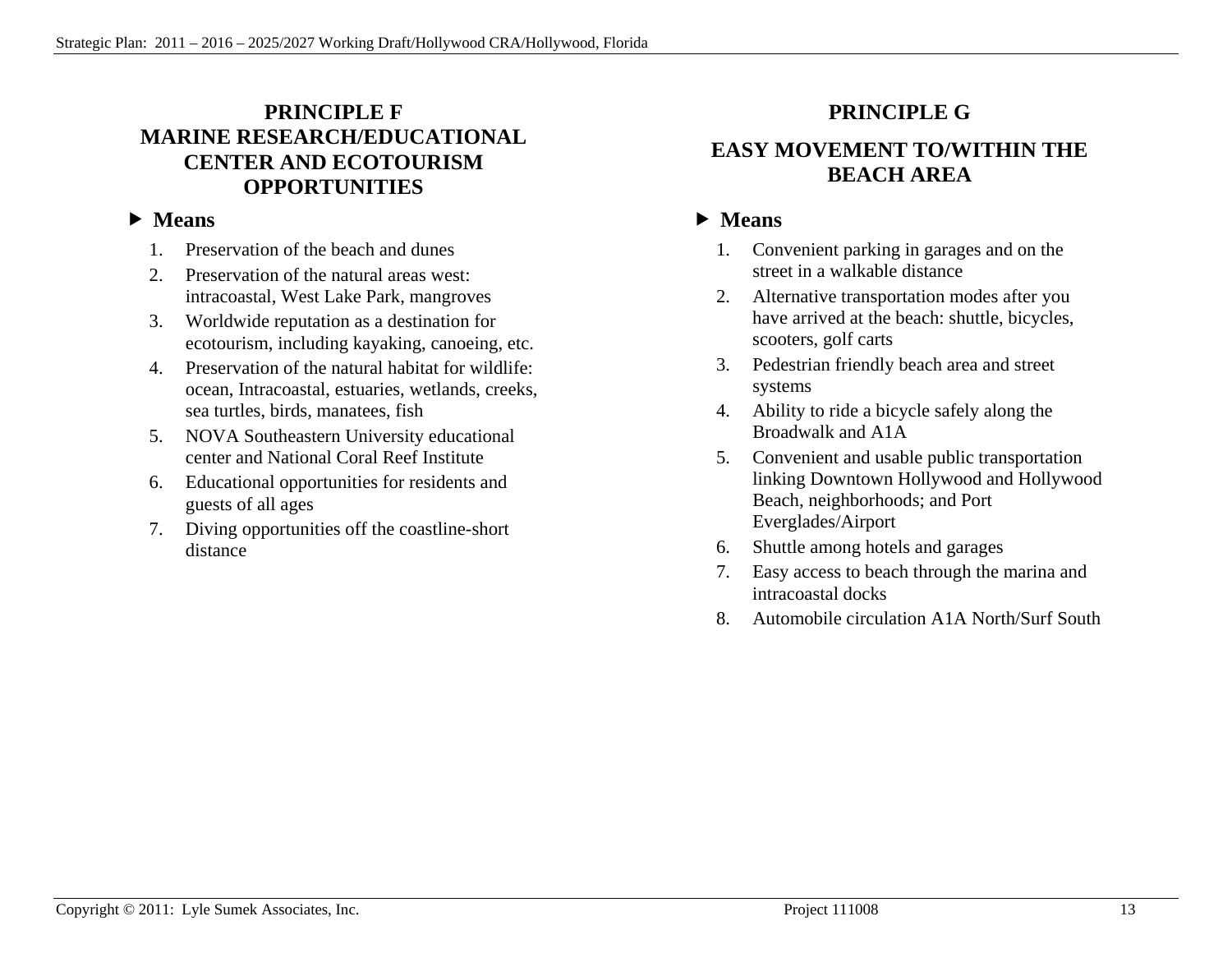## PRINCIPLE F
## MARINE RESEARCH/EDUCATIONAL CENTER AND ECOTOURISM OPPORTUNITIES

### ▶ Means

1. Preservation of the beach and dunes
2. Preservation of the natural areas west: intracoastal, West Lake Park, mangroves
3. Worldwide reputation as a destination for ecotourism, including kayaking, canoeing, etc.
4. Preservation of the natural habitat for wildlife: ocean, Intracoastal, estuaries, wetlands, creeks, sea turtles, birds, manatees, fish
5. NOVA Southeastern University educational center and National Coral Reef Institute
6. Educational opportunities for residents and guests of all ages
7. Diving opportunities off the coastline-short distance

## PRINCIPLE G

## EASY MOVEMENT TO/WITHIN THE BEACH AREA

### ▶ Means

1. Convenient parking in garages and on the street in a walkable distance
2. Alternative transportation modes after you have arrived at the beach: shuttle, bicycles, scooters, golf carts
3. Pedestrian friendly beach area and street systems
4. Ability to ride a bicycle safely along the Broadwalk and A1A
5. Convenient and usable public transportation linking Downtown Hollywood and Hollywood Beach, neighborhoods; and Port Everglades/Airport
6. Shuttle among hotels and garages
7. Easy access to beach through the marina and intracoastal docks
8. Automobile circulation A1A North/Surf South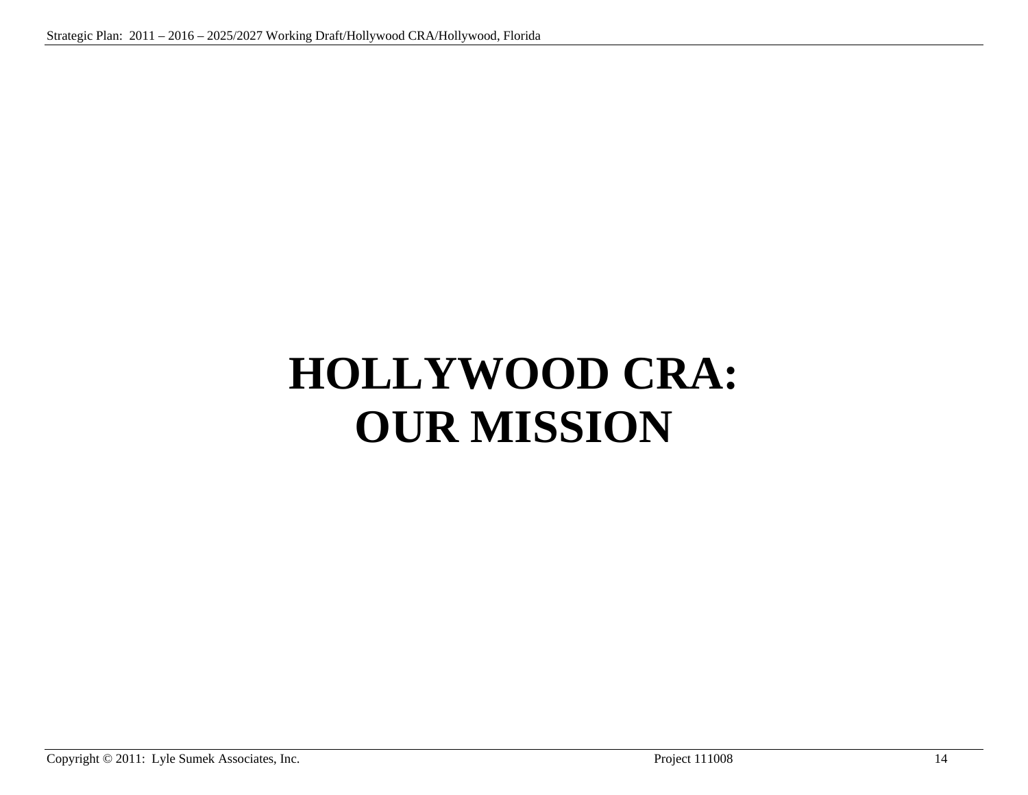# HOLLYWOOD CRA: OUR MISSION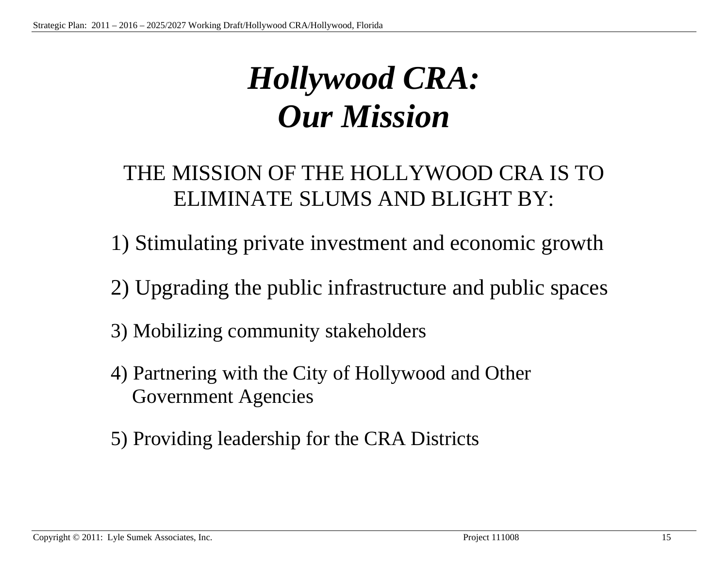# *Hollywood CRA: Our Mission*

THE MISSION OF THE HOLLYWOOD CRA IS TO ELIMINATE SLUMS AND BLIGHT BY:

1) Stimulating private investment and economic growth

2) Upgrading the public infrastructure and public spaces

3) Mobilizing community stakeholders

4) Partnering with the City of Hollywood and Other Government Agencies

5) Providing leadership for the CRA Districts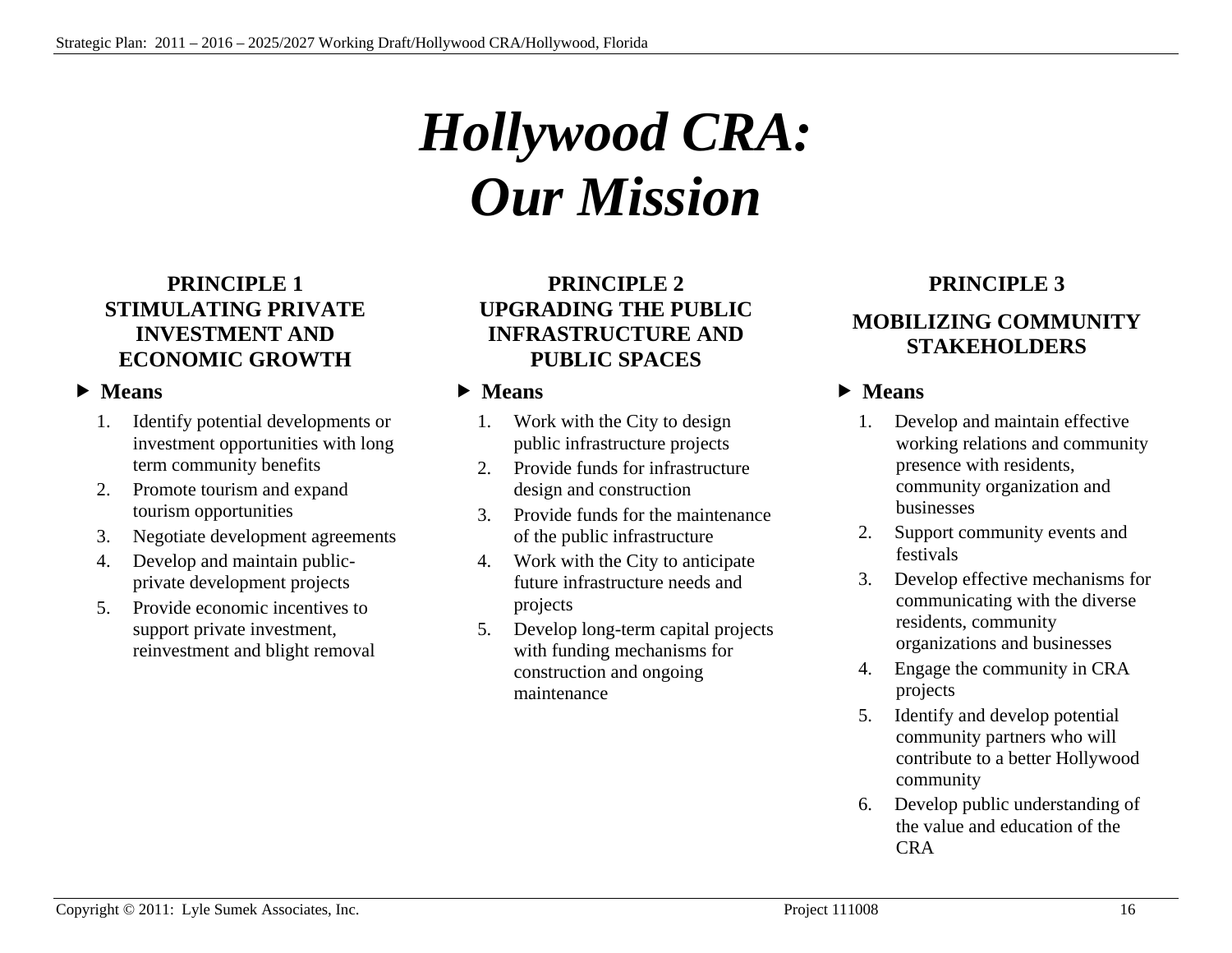# *Hollywood CRA: Our Mission*

### PRINCIPLE 1
### STIMULATING PRIVATE INVESTMENT AND ECONOMIC GROWTH

▶ **Means**

1. Identify potential developments or investment opportunities with long term community benefits
2. Promote tourism and expand tourism opportunities
3. Negotiate development agreements
4. Develop and maintain public-private development projects
5. Provide economic incentives to support private investment, reinvestment and blight removal

### PRINCIPLE 2
### UPGRADING THE PUBLIC INFRASTRUCTURE AND PUBLIC SPACES

▶ **Means**

1. Work with the City to design public infrastructure projects
2. Provide funds for infrastructure design and construction
3. Provide funds for the maintenance of the public infrastructure
4. Work with the City to anticipate future infrastructure needs and projects
5. Develop long-term capital projects with funding mechanisms for construction and ongoing maintenance

### PRINCIPLE 3
### MOBILIZING COMMUNITY STAKEHOLDERS

▶ **Means**

1. Develop and maintain effective working relations and community presence with residents, community organization and businesses
2. Support community events and festivals
3. Develop effective mechanisms for communicating with the diverse residents, community organizations and businesses
4. Engage the community in CRA projects
5. Identify and develop potential community partners who will contribute to a better Hollywood community
6. Develop public understanding of the value and education of the CRA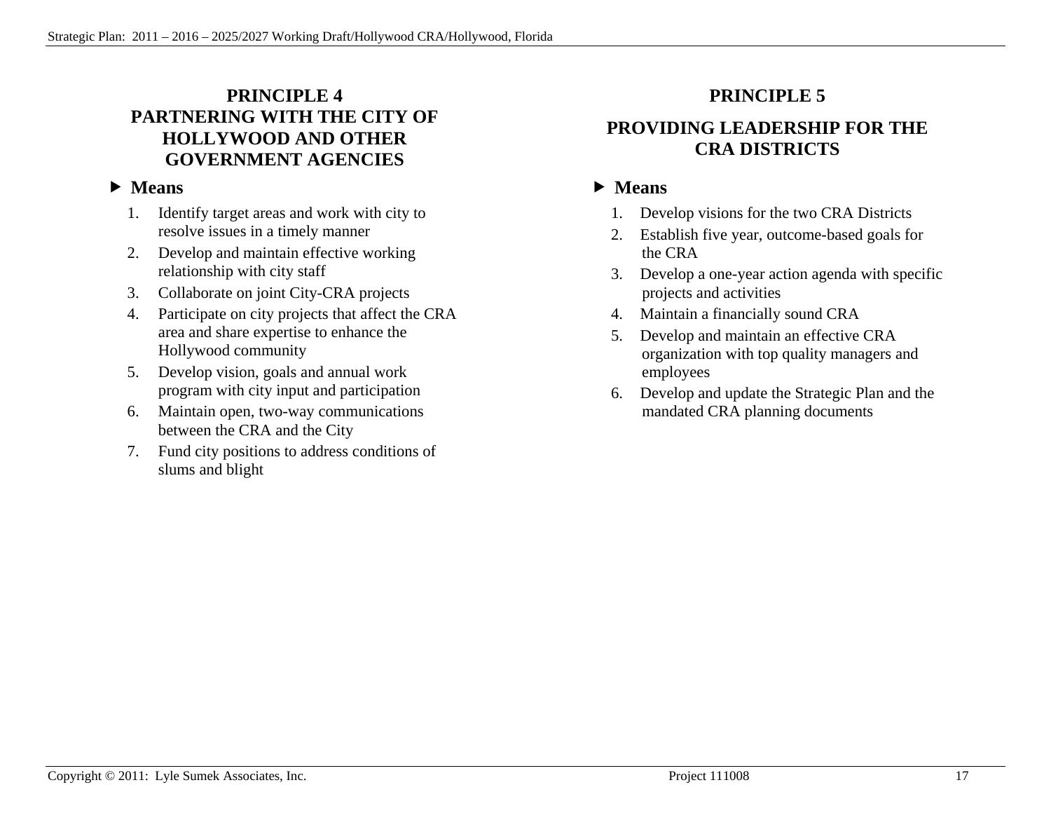## PRINCIPLE 4
## PARTNERING WITH THE CITY OF HOLLYWOOD AND OTHER GOVERNMENT AGENCIES

▶ **Means**

1. Identify target areas and work with city to resolve issues in a timely manner
2. Develop and maintain effective working relationship with city staff
3. Collaborate on joint City-CRA projects
4. Participate on city projects that affect the CRA area and share expertise to enhance the Hollywood community
5. Develop vision, goals and annual work program with city input and participation
6. Maintain open, two-way communications between the CRA and the City
7. Fund city positions to address conditions of slums and blight

## PRINCIPLE 5

## PROVIDING LEADERSHIP FOR THE CRA DISTRICTS

▶ **Means**

1. Develop visions for the two CRA Districts
2. Establish five year, outcome-based goals for the CRA
3. Develop a one-year action agenda with specific projects and activities
4. Maintain a financially sound CRA
5. Develop and maintain an effective CRA organization with top quality managers and employees
6. Develop and update the Strategic Plan and the mandated CRA planning documents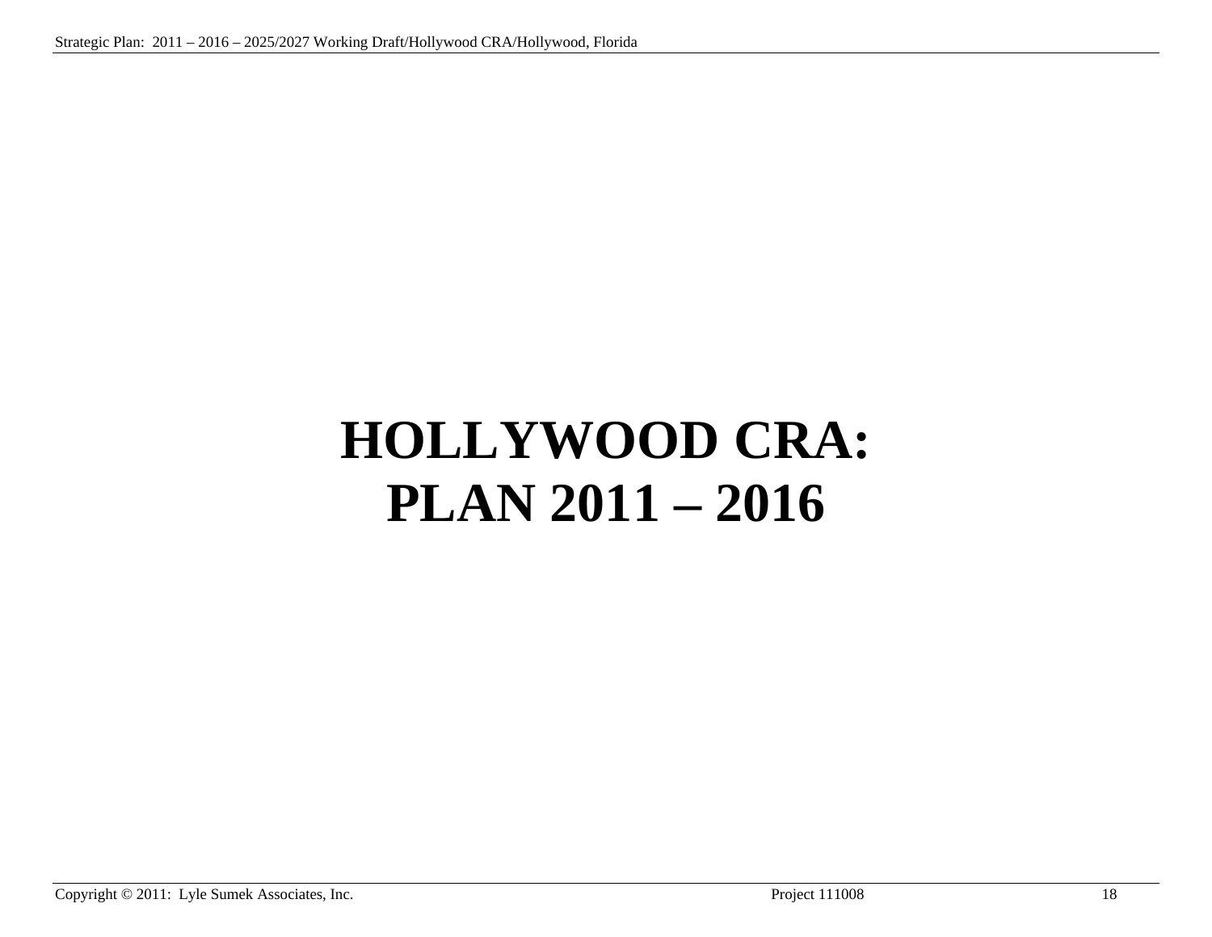# HOLLYWOOD CRA: PLAN 2011 – 2016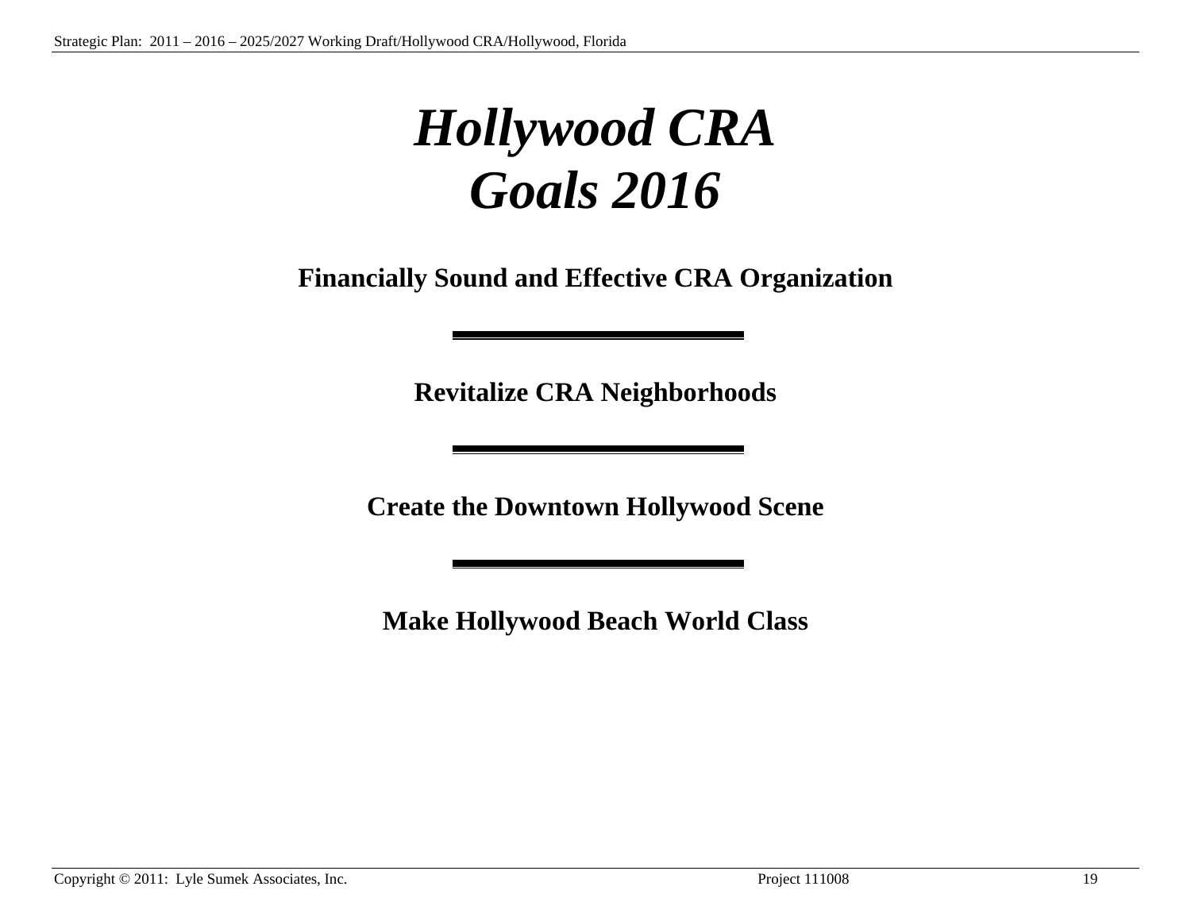# *Hollywood CRA Goals 2016*

**Financially Sound and Effective CRA Organization**

---

**Revitalize CRA Neighborhoods**

---

**Create the Downtown Hollywood Scene**

---

**Make Hollywood Beach World Class**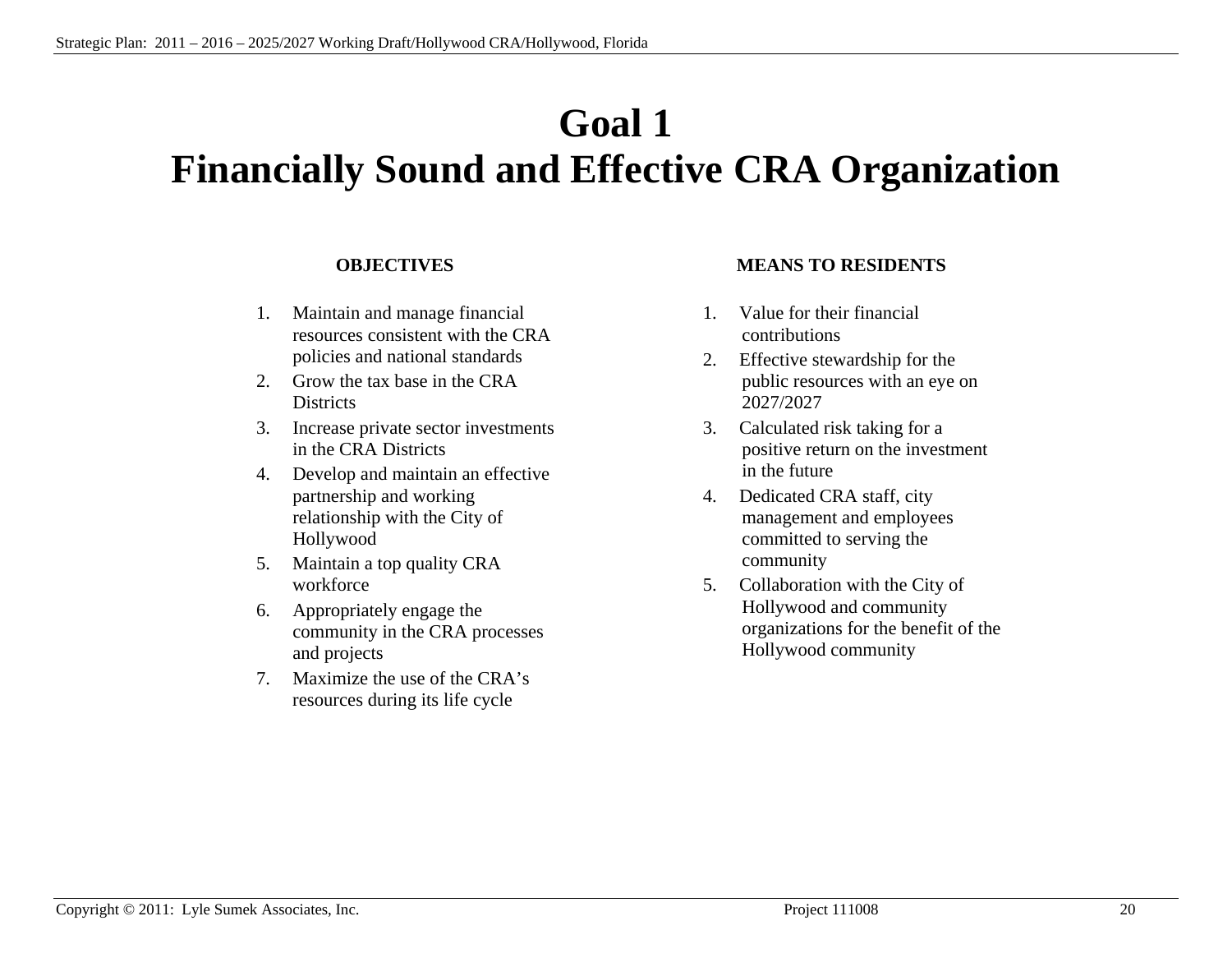# Goal 1
# Financially Sound and Effective CRA Organization

**OBJECTIVES**

1. Maintain and manage financial resources consistent with the CRA policies and national standards
2. Grow the tax base in the CRA Districts
3. Increase private sector investments in the CRA Districts
4. Develop and maintain an effective partnership and working relationship with the City of Hollywood
5. Maintain a top quality CRA workforce
6. Appropriately engage the community in the CRA processes and projects
7. Maximize the use of the CRA's resources during its life cycle

**MEANS TO RESIDENTS**

1. Value for their financial contributions
2. Effective stewardship for the public resources with an eye on 2027/2027
3. Calculated risk taking for a positive return on the investment in the future
4. Dedicated CRA staff, city management and employees committed to serving the community
5. Collaboration with the City of Hollywood and community organizations for the benefit of the Hollywood community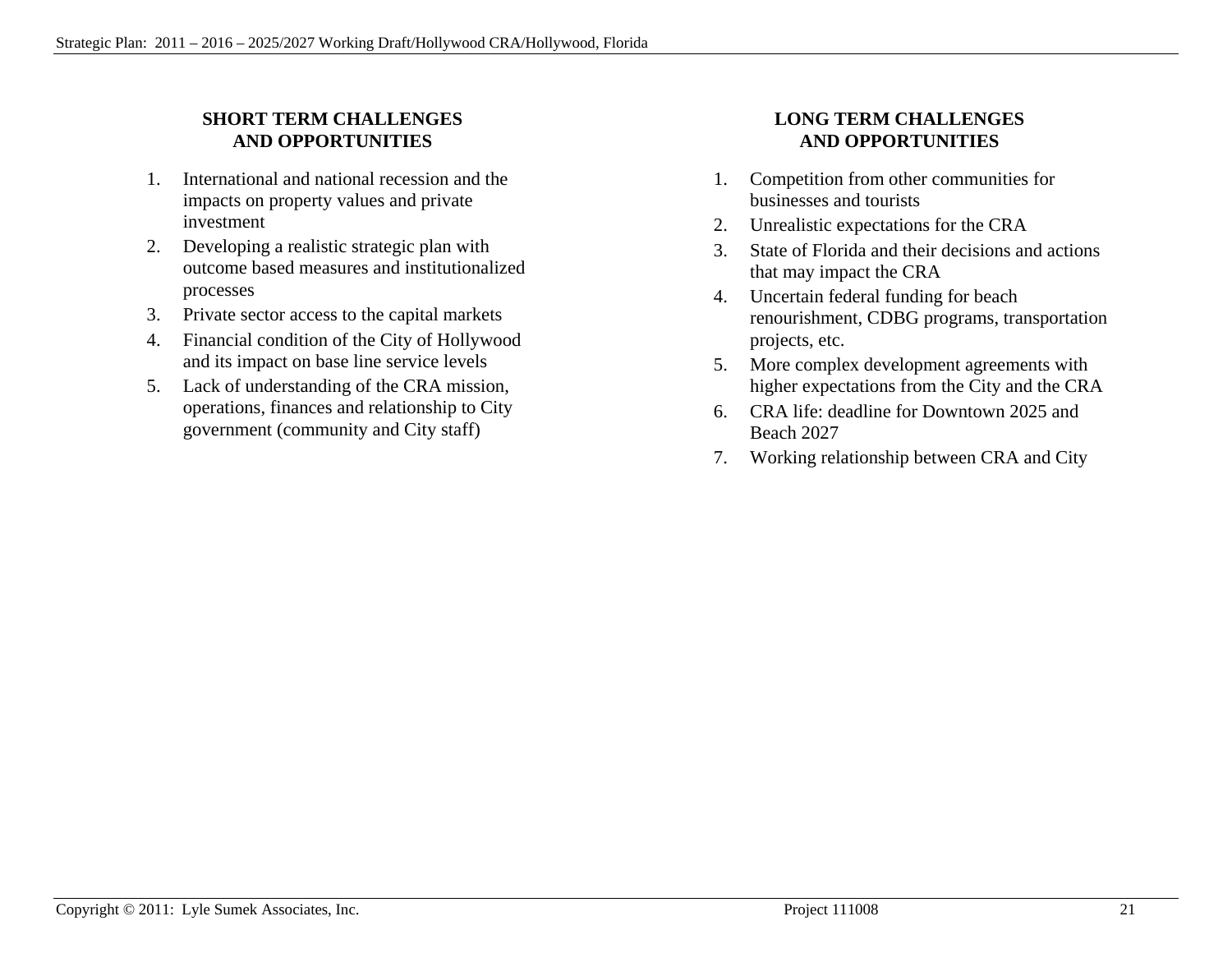## SHORT TERM CHALLENGES AND OPPORTUNITIES

1. International and national recession and the impacts on property values and private investment
2. Developing a realistic strategic plan with outcome based measures and institutionalized processes
3. Private sector access to the capital markets
4. Financial condition of the City of Hollywood and its impact on base line service levels
5. Lack of understanding of the CRA mission, operations, finances and relationship to City government (community and City staff)

## LONG TERM CHALLENGES AND OPPORTUNITIES

1. Competition from other communities for businesses and tourists
2. Unrealistic expectations for the CRA
3. State of Florida and their decisions and actions that may impact the CRA
4. Uncertain federal funding for beach renourishment, CDBG programs, transportation projects, etc.
5. More complex development agreements with higher expectations from the City and the CRA
6. CRA life: deadline for Downtown 2025 and Beach 2027
7. Working relationship between CRA and City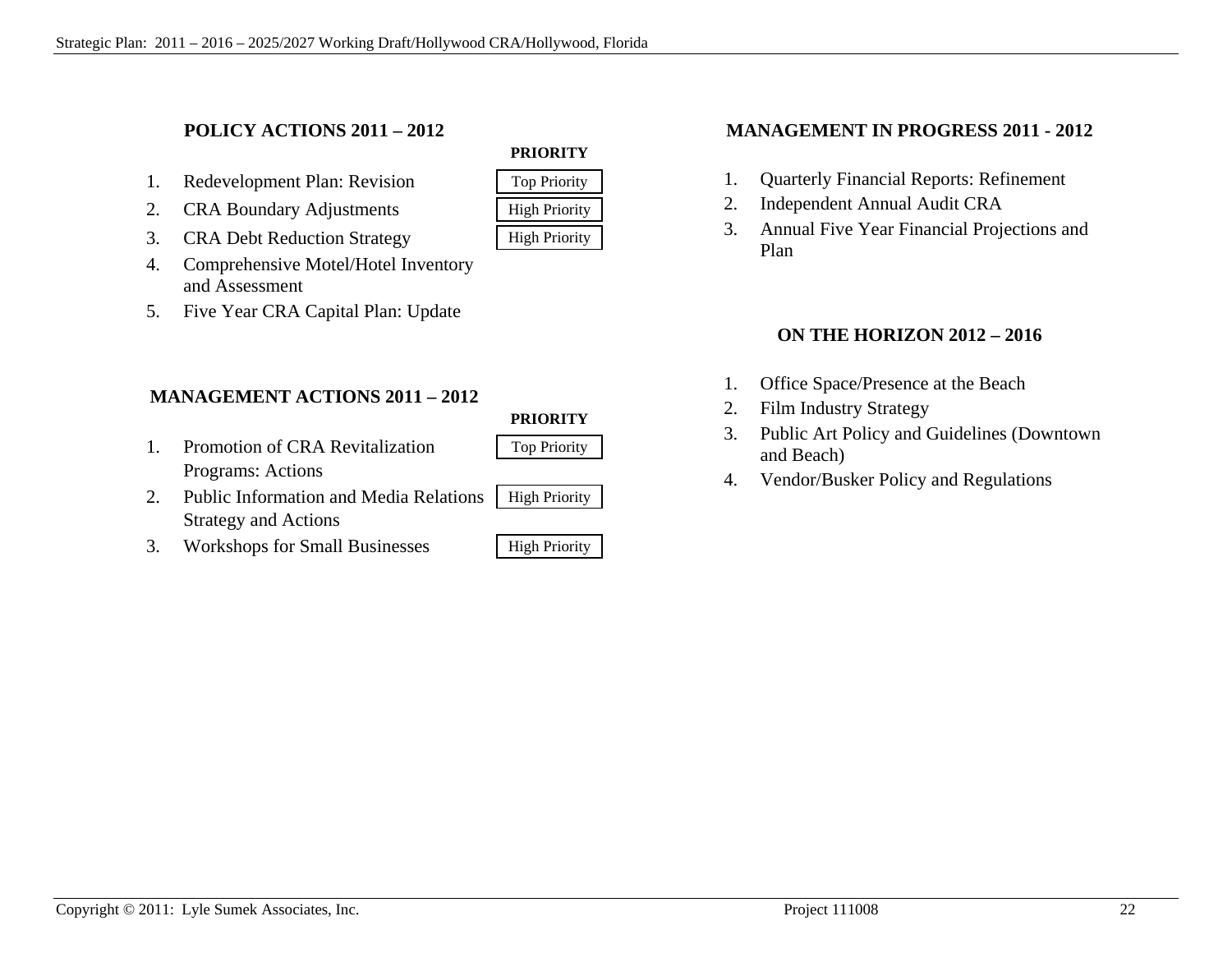## POLICY ACTIONS 2011 – 2012

| # | Action | PRIORITY |
|---|---|---|
| 1. | Redevelopment Plan: Revision | Top Priority |
| 2. | CRA Boundary Adjustments | High Priority |
| 3. | CRA Debt Reduction Strategy | High Priority |
| 4. | Comprehensive Motel/Hotel Inventory and Assessment | |
| 5. | Five Year CRA Capital Plan: Update | |

## MANAGEMENT ACTIONS 2011 – 2012

| # | Action | PRIORITY |
|---|---|---|
| 1. | Promotion of CRA Revitalization Programs: Actions | Top Priority |
| 2. | Public Information and Media Relations Strategy and Actions | High Priority |
| 3. | Workshops for Small Businesses | High Priority |

## MANAGEMENT IN PROGRESS 2011 - 2012

1. Quarterly Financial Reports: Refinement
2. Independent Annual Audit CRA
3. Annual Five Year Financial Projections and Plan

## ON THE HORIZON 2012 – 2016

1. Office Space/Presence at the Beach
2. Film Industry Strategy
3. Public Art Policy and Guidelines (Downtown and Beach)
4. Vendor/Busker Policy and Regulations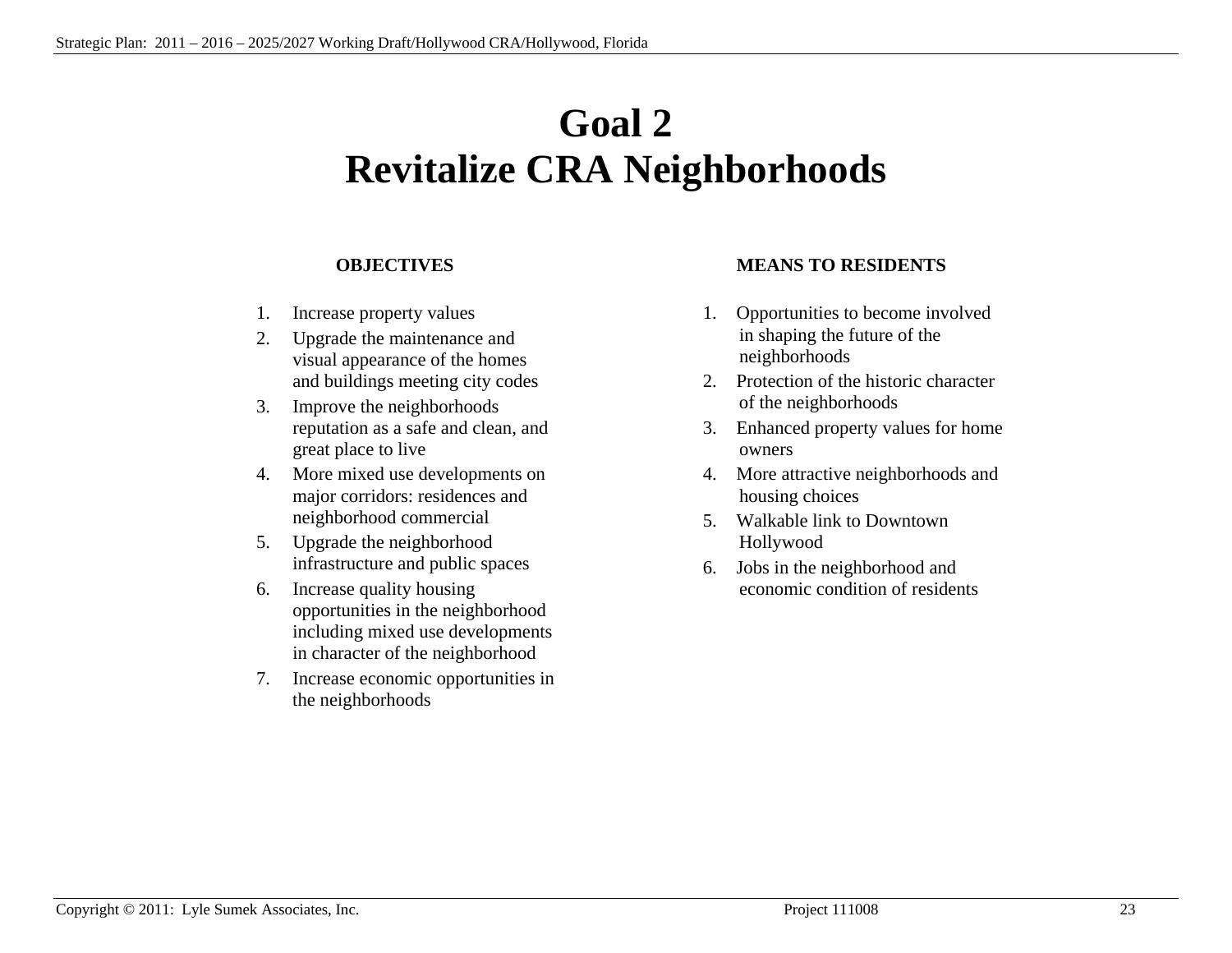# Goal 2
# Revitalize CRA Neighborhoods

**OBJECTIVES**

1. Increase property values
2. Upgrade the maintenance and visual appearance of the homes and buildings meeting city codes
3. Improve the neighborhoods reputation as a safe and clean, and great place to live
4. More mixed use developments on major corridors: residences and neighborhood commercial
5. Upgrade the neighborhood infrastructure and public spaces
6. Increase quality housing opportunities in the neighborhood including mixed use developments in character of the neighborhood
7. Increase economic opportunities in the neighborhoods

**MEANS TO RESIDENTS**

1. Opportunities to become involved in shaping the future of the neighborhoods
2. Protection of the historic character of the neighborhoods
3. Enhanced property values for home owners
4. More attractive neighborhoods and housing choices
5. Walkable link to Downtown Hollywood
6. Jobs in the neighborhood and economic condition of residents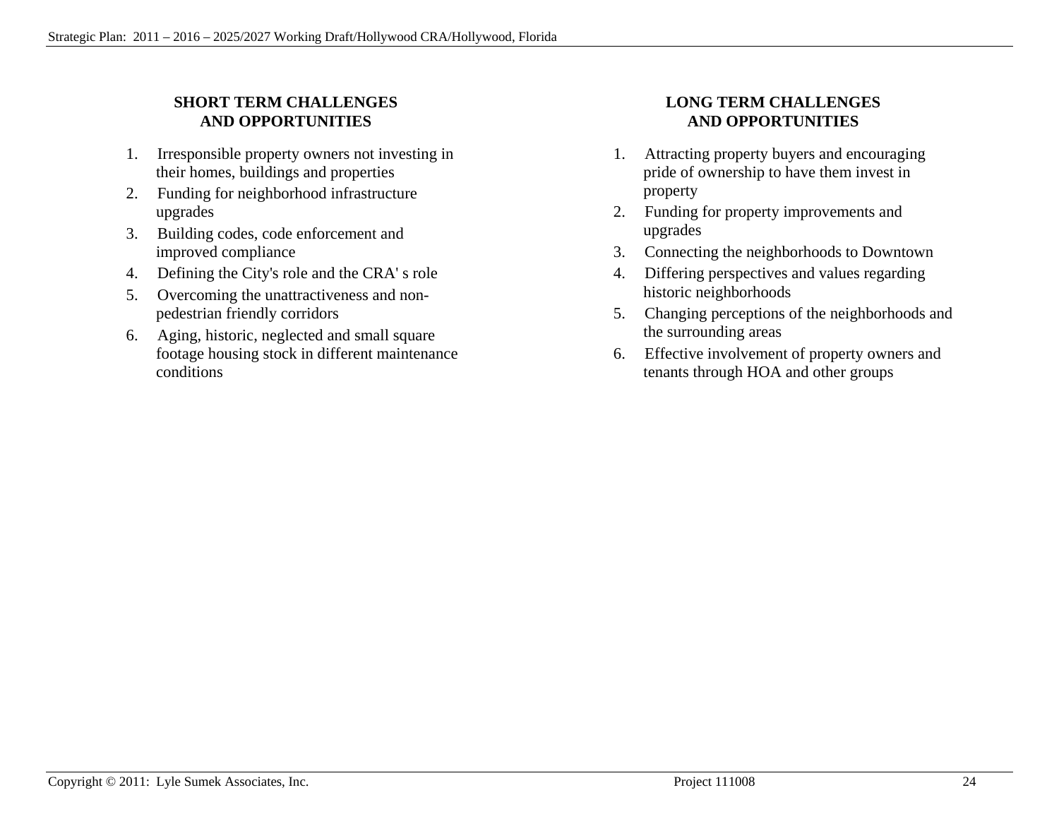## SHORT TERM CHALLENGES AND OPPORTUNITIES

1. Irresponsible property owners not investing in their homes, buildings and properties
2. Funding for neighborhood infrastructure upgrades
3. Building codes, code enforcement and improved compliance
4. Defining the City's role and the CRA' s role
5. Overcoming the unattractiveness and non-pedestrian friendly corridors
6. Aging, historic, neglected and small square footage housing stock in different maintenance conditions

## LONG TERM CHALLENGES AND OPPORTUNITIES

1. Attracting property buyers and encouraging pride of ownership to have them invest in property
2. Funding for property improvements and upgrades
3. Connecting the neighborhoods to Downtown
4. Differing perspectives and values regarding historic neighborhoods
5. Changing perceptions of the neighborhoods and the surrounding areas
6. Effective involvement of property owners and tenants through HOA and other groups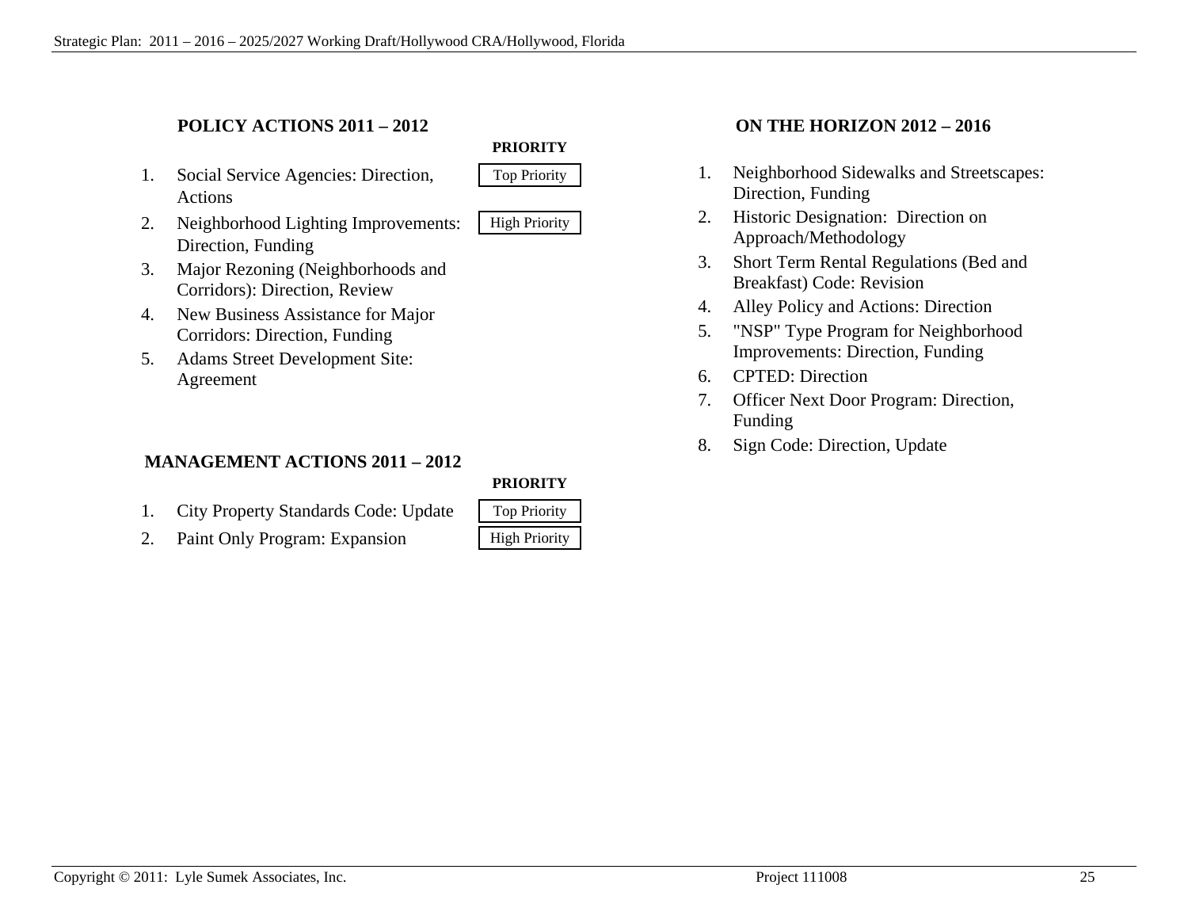## POLICY ACTIONS 2011 – 2012

| # | Action | PRIORITY |
| --- | --- | --- |
| 1. | Social Service Agencies: Direction, Actions | Top Priority |
| 2. | Neighborhood Lighting Improvements: Direction, Funding | High Priority |
| 3. | Major Rezoning (Neighborhoods and Corridors): Direction, Review | |
| 4. | New Business Assistance for Major Corridors: Direction, Funding | |
| 5. | Adams Street Development Site: Agreement | |

## MANAGEMENT ACTIONS 2011 – 2012

| # | Action | PRIORITY |
| --- | --- | --- |
| 1. | City Property Standards Code: Update | Top Priority |
| 2. | Paint Only Program: Expansion | High Priority |

## ON THE HORIZON 2012 – 2016

1. Neighborhood Sidewalks and Streetscapes: Direction, Funding
2. Historic Designation: Direction on Approach/Methodology
3. Short Term Rental Regulations (Bed and Breakfast) Code: Revision
4. Alley Policy and Actions: Direction
5. "NSP" Type Program for Neighborhood Improvements: Direction, Funding
6. CPTED: Direction
7. Officer Next Door Program: Direction, Funding
8. Sign Code: Direction, Update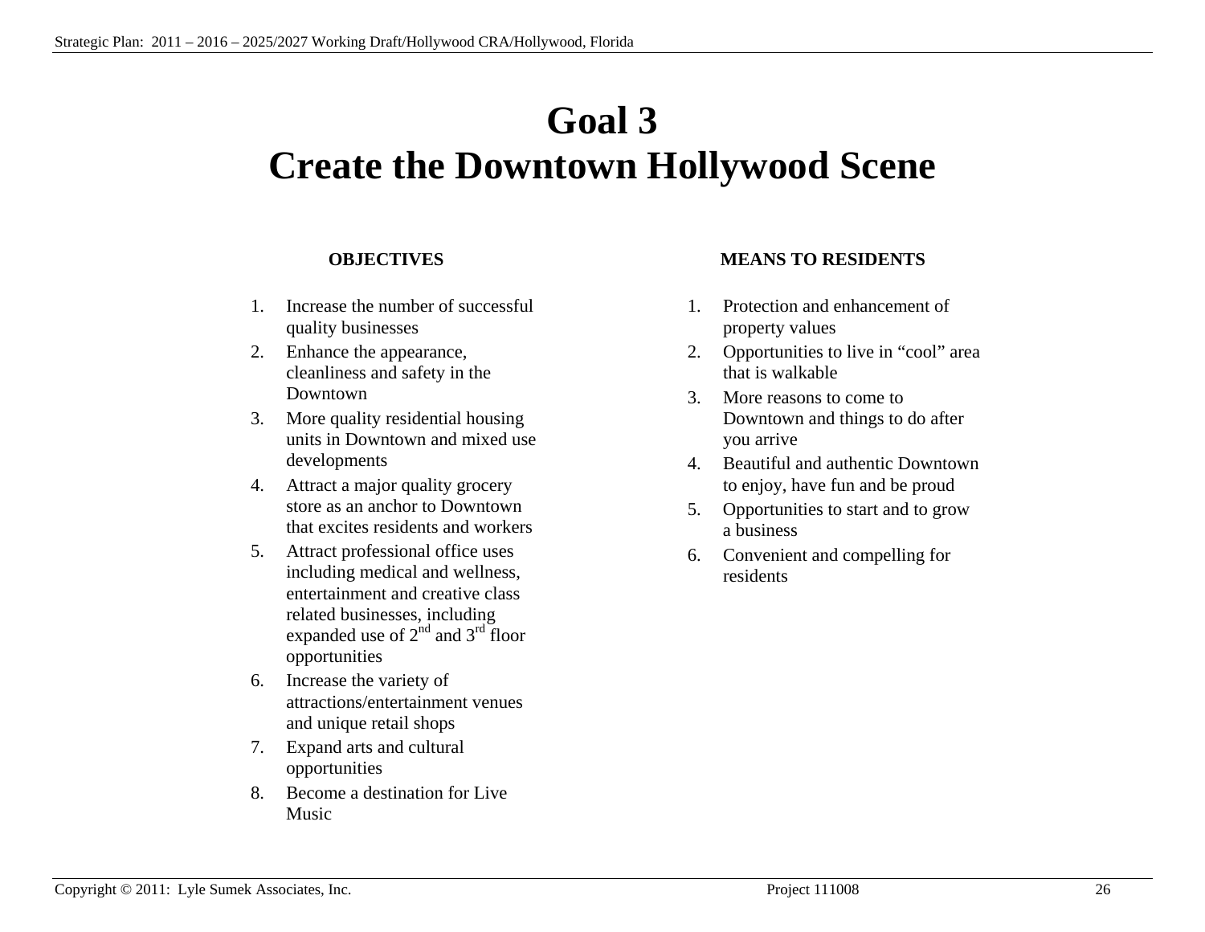# Goal 3
# Create the Downtown Hollywood Scene

**OBJECTIVES**

1. Increase the number of successful quality businesses
2. Enhance the appearance, cleanliness and safety in the Downtown
3. More quality residential housing units in Downtown and mixed use developments
4. Attract a major quality grocery store as an anchor to Downtown that excites residents and workers
5. Attract professional office uses including medical and wellness, entertainment and creative class related businesses, including expanded use of 2nd and 3rd floor opportunities
6. Increase the variety of attractions/entertainment venues and unique retail shops
7. Expand arts and cultural opportunities
8. Become a destination for Live Music

**MEANS TO RESIDENTS**

1. Protection and enhancement of property values
2. Opportunities to live in “cool” area that is walkable
3. More reasons to come to Downtown and things to do after you arrive
4. Beautiful and authentic Downtown to enjoy, have fun and be proud
5. Opportunities to start and to grow a business
6. Convenient and compelling for residents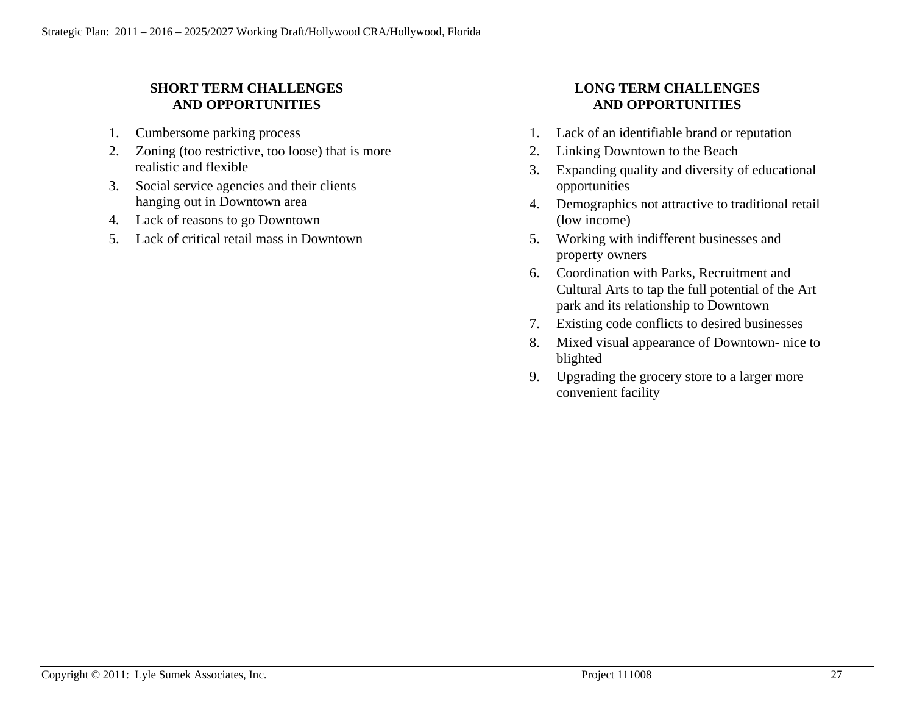## SHORT TERM CHALLENGES AND OPPORTUNITIES

1. Cumbersome parking process
2. Zoning (too restrictive, too loose) that is more realistic and flexible
3. Social service agencies and their clients hanging out in Downtown area
4. Lack of reasons to go Downtown
5. Lack of critical retail mass in Downtown

## LONG TERM CHALLENGES AND OPPORTUNITIES

1. Lack of an identifiable brand or reputation
2. Linking Downtown to the Beach
3. Expanding quality and diversity of educational opportunities
4. Demographics not attractive to traditional retail (low income)
5. Working with indifferent businesses and property owners
6. Coordination with Parks, Recruitment and Cultural Arts to tap the full potential of the Art park and its relationship to Downtown
7. Existing code conflicts to desired businesses
8. Mixed visual appearance of Downtown- nice to blighted
9. Upgrading the grocery store to a larger more convenient facility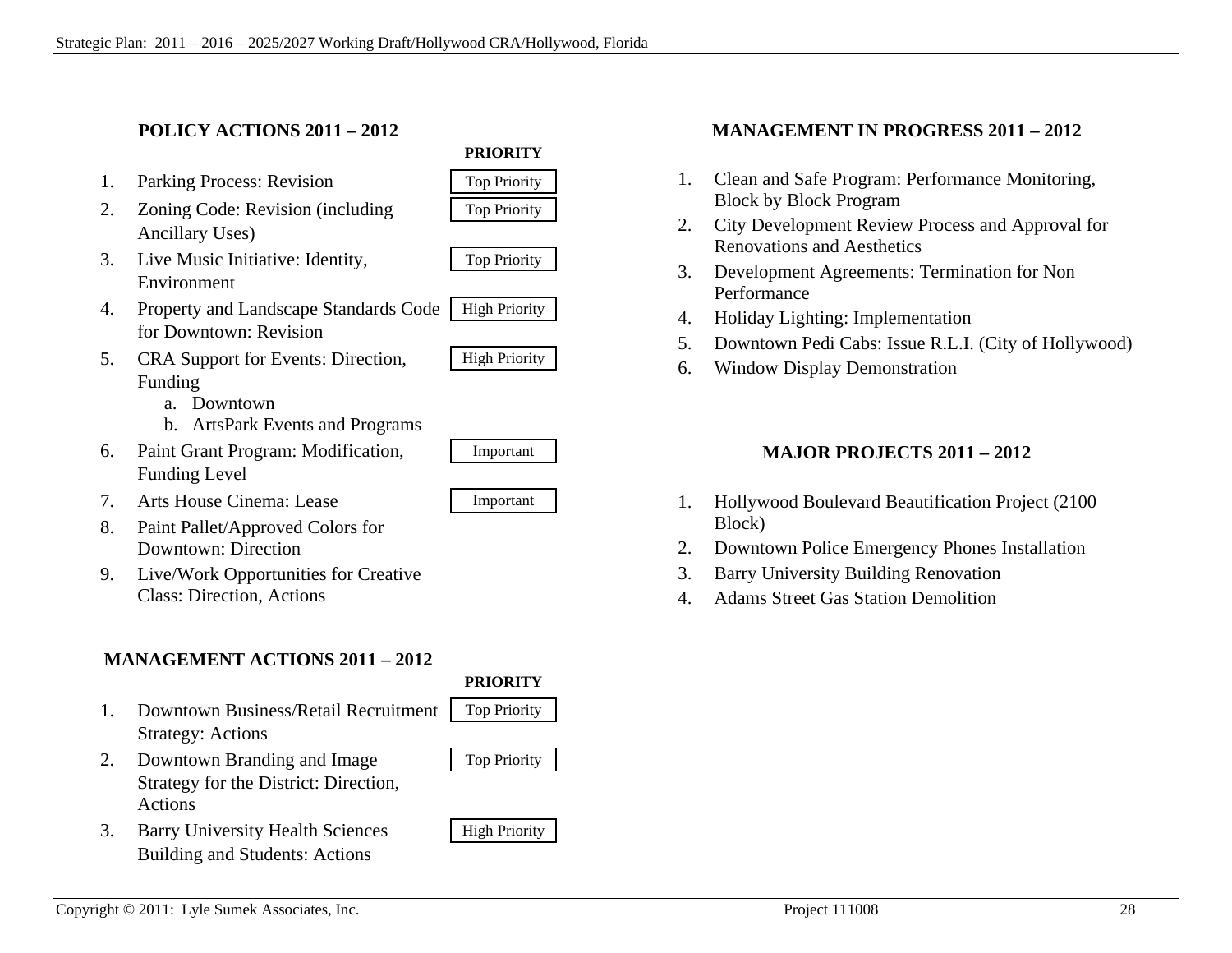## POLICY ACTIONS 2011 – 2012

| | | PRIORITY |
|---|---|---|
| 1. | Parking Process: Revision | Top Priority |
| 2. | Zoning Code: Revision (including Ancillary Uses) | Top Priority |
| 3. | Live Music Initiative: Identity, Environment | Top Priority |
| 4. | Property and Landscape Standards Code for Downtown: Revision | High Priority |
| 5. | CRA Support for Events: Direction, Funding<br>a. Downtown<br>b. ArtsPark Events and Programs | High Priority |
| 6. | Paint Grant Program: Modification, Funding Level | Important |
| 7. | Arts House Cinema: Lease | Important |
| 8. | Paint Pallet/Approved Colors for Downtown: Direction | |
| 9. | Live/Work Opportunities for Creative Class: Direction, Actions | |

## MANAGEMENT ACTIONS 2011 – 2012

| | | PRIORITY |
|---|---|---|
| 1. | Downtown Business/Retail Recruitment Strategy: Actions | Top Priority |
| 2. | Downtown Branding and Image Strategy for the District: Direction, Actions | Top Priority |
| 3. | Barry University Health Sciences Building and Students: Actions | High Priority |

## MANAGEMENT IN PROGRESS 2011 – 2012

1. Clean and Safe Program: Performance Monitoring, Block by Block Program
2. City Development Review Process and Approval for Renovations and Aesthetics
3. Development Agreements: Termination for Non Performance
4. Holiday Lighting: Implementation
5. Downtown Pedi Cabs: Issue R.L.I. (City of Hollywood)
6. Window Display Demonstration

## MAJOR PROJECTS 2011 – 2012

1. Hollywood Boulevard Beautification Project (2100 Block)
2. Downtown Police Emergency Phones Installation
3. Barry University Building Renovation
4. Adams Street Gas Station Demolition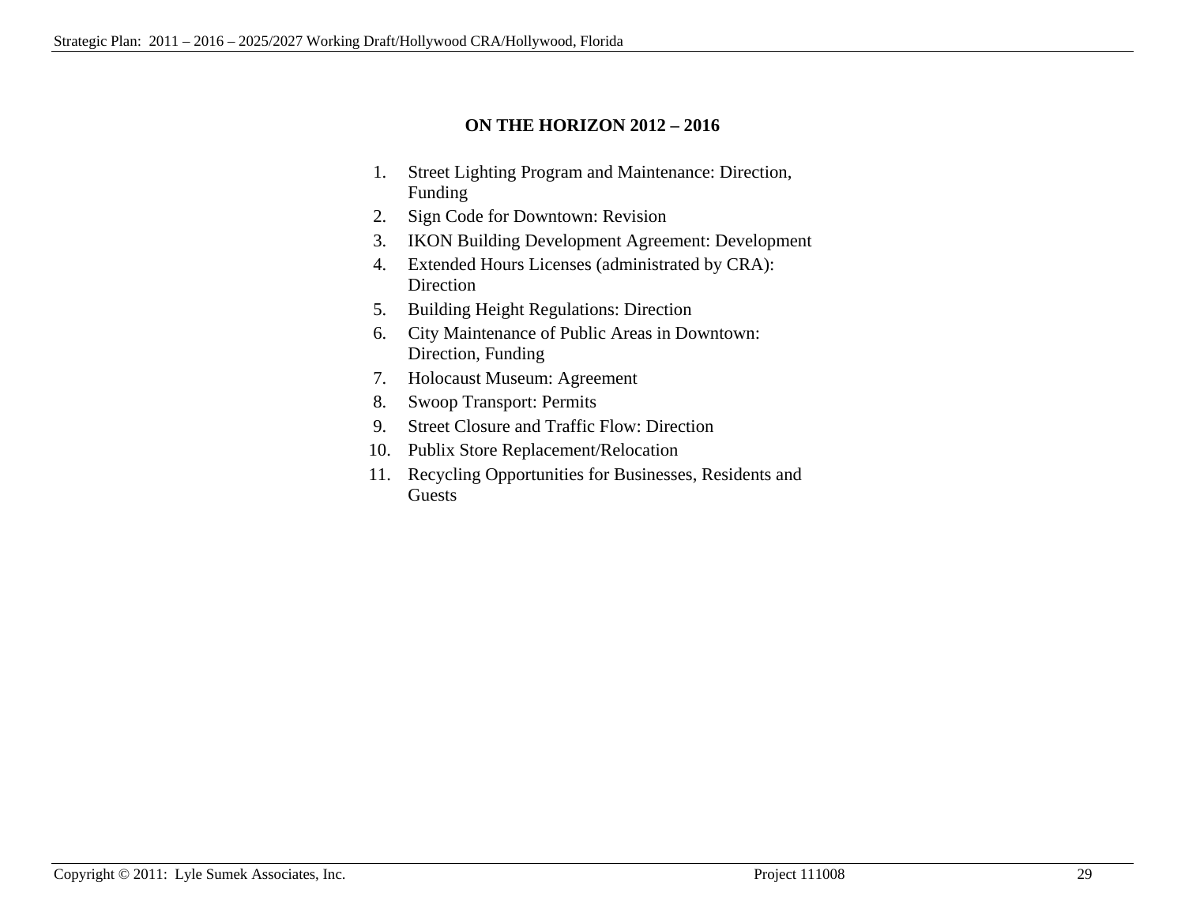## ON THE HORIZON 2012 – 2016

1. Street Lighting Program and Maintenance: Direction, Funding
2. Sign Code for Downtown: Revision
3. IKON Building Development Agreement: Development
4. Extended Hours Licenses (administrated by CRA): Direction
5. Building Height Regulations: Direction
6. City Maintenance of Public Areas in Downtown: Direction, Funding
7. Holocaust Museum: Agreement
8. Swoop Transport: Permits
9. Street Closure and Traffic Flow: Direction
10. Publix Store Replacement/Relocation
11. Recycling Opportunities for Businesses, Residents and Guests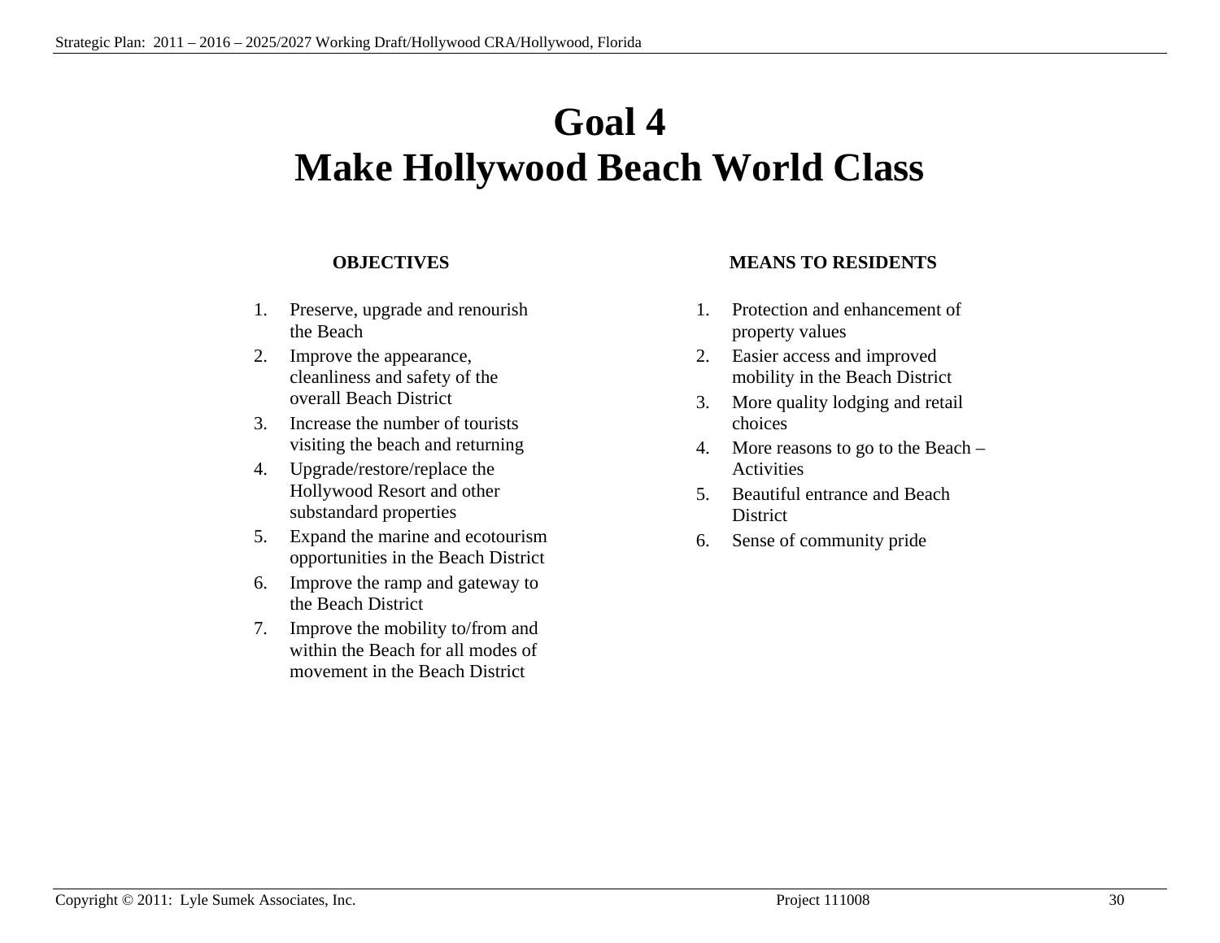# Goal 4
# Make Hollywood Beach World Class

**OBJECTIVES**

1. Preserve, upgrade and renourish the Beach
2. Improve the appearance, cleanliness and safety of the overall Beach District
3. Increase the number of tourists visiting the beach and returning
4. Upgrade/restore/replace the Hollywood Resort and other substandard properties
5. Expand the marine and ecotourism opportunities in the Beach District
6. Improve the ramp and gateway to the Beach District
7. Improve the mobility to/from and within the Beach for all modes of movement in the Beach District

**MEANS TO RESIDENTS**

1. Protection and enhancement of property values
2. Easier access and improved mobility in the Beach District
3. More quality lodging and retail choices
4. More reasons to go to the Beach – Activities
5. Beautiful entrance and Beach District
6. Sense of community pride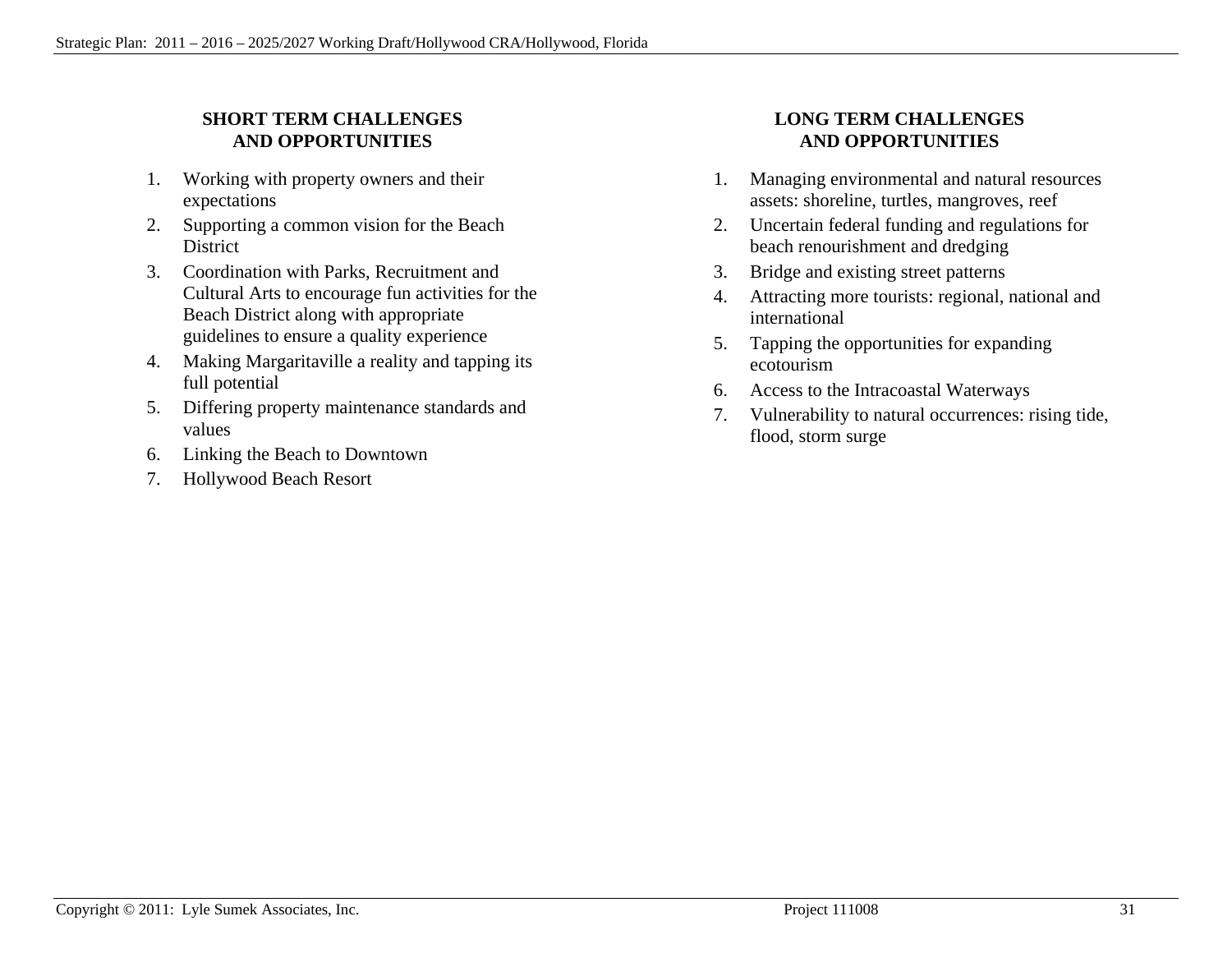## SHORT TERM CHALLENGES AND OPPORTUNITIES

1. Working with property owners and their expectations
2. Supporting a common vision for the Beach District
3. Coordination with Parks, Recruitment and Cultural Arts to encourage fun activities for the Beach District along with appropriate guidelines to ensure a quality experience
4. Making Margaritaville a reality and tapping its full potential
5. Differing property maintenance standards and values
6. Linking the Beach to Downtown
7. Hollywood Beach Resort

## LONG TERM CHALLENGES AND OPPORTUNITIES

1. Managing environmental and natural resources assets: shoreline, turtles, mangroves, reef
2. Uncertain federal funding and regulations for beach renourishment and dredging
3. Bridge and existing street patterns
4. Attracting more tourists: regional, national and international
5. Tapping the opportunities for expanding ecotourism
6. Access to the Intracoastal Waterways
7. Vulnerability to natural occurrences: rising tide, flood, storm surge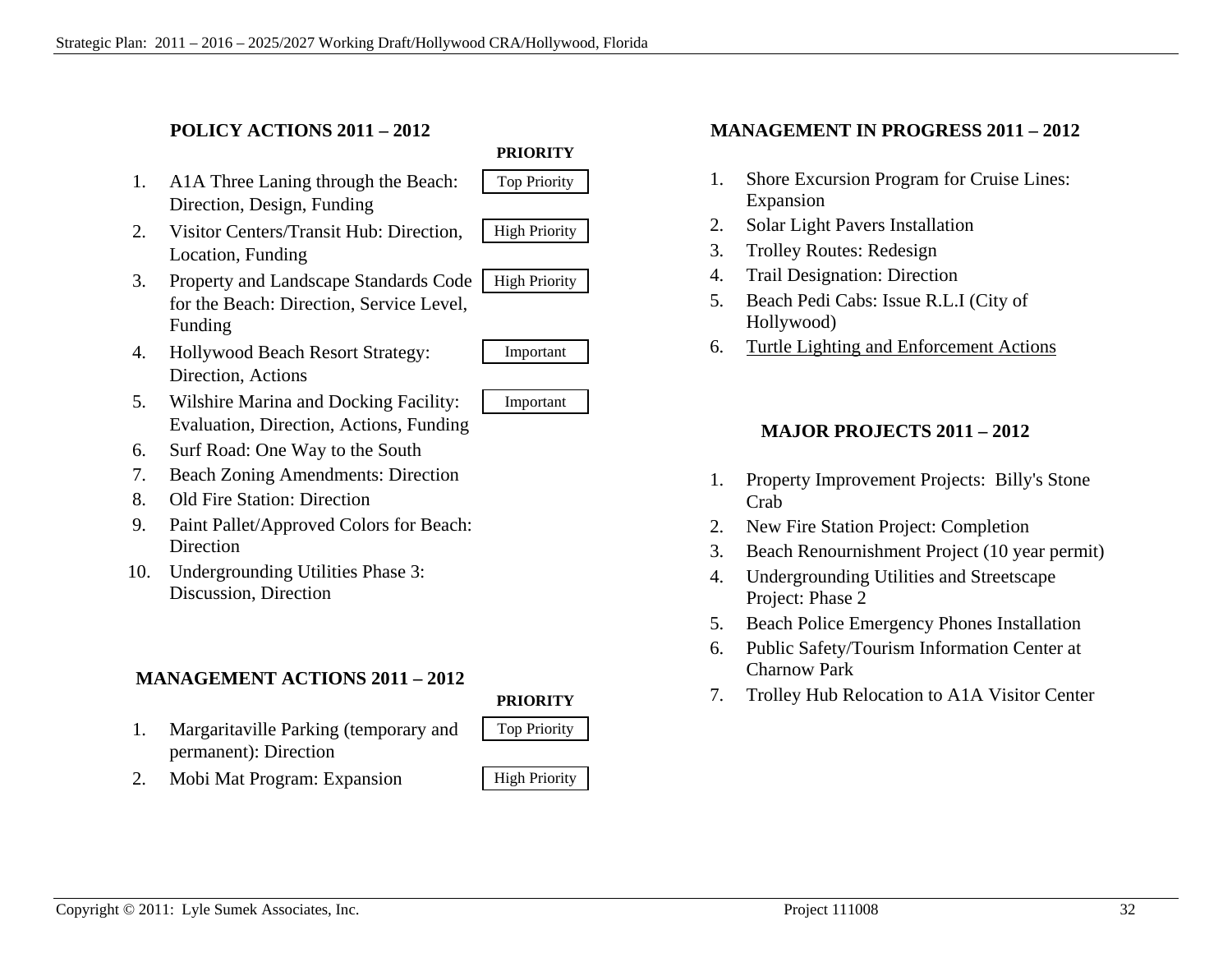## POLICY ACTIONS 2011 – 2012

| # | Action | PRIORITY |
|---|---|---|
| 1. | A1A Three Laning through the Beach: Direction, Design, Funding | Top Priority |
| 2. | Visitor Centers/Transit Hub: Direction, Location, Funding | High Priority |
| 3. | Property and Landscape Standards Code for the Beach: Direction, Service Level, Funding | High Priority |
| 4. | Hollywood Beach Resort Strategy: Direction, Actions | Important |
| 5. | Wilshire Marina and Docking Facility: Evaluation, Direction, Actions, Funding | Important |
| 6. | Surf Road: One Way to the South | |
| 7. | Beach Zoning Amendments: Direction | |
| 8. | Old Fire Station: Direction | |
| 9. | Paint Pallet/Approved Colors for Beach: Direction | |
| 10. | Undergrounding Utilities Phase 3: Discussion, Direction | |

## MANAGEMENT ACTIONS 2011 – 2012

| # | Action | PRIORITY |
|---|---|---|
| 1. | Margaritaville Parking (temporary and permanent): Direction | Top Priority |
| 2. | Mobi Mat Program: Expansion | High Priority |

## MANAGEMENT IN PROGRESS 2011 – 2012

1. Shore Excursion Program for Cruise Lines: Expansion
2. Solar Light Pavers Installation
3. Trolley Routes: Redesign
4. Trail Designation: Direction
5. Beach Pedi Cabs: Issue R.L.I (City of Hollywood)
6. Turtle Lighting and Enforcement Actions

## MAJOR PROJECTS 2011 – 2012

1. Property Improvement Projects: Billy's Stone Crab
2. New Fire Station Project: Completion
3. Beach Renournishment Project (10 year permit)
4. Undergrounding Utilities and Streetscape Project: Phase 2
5. Beach Police Emergency Phones Installation
6. Public Safety/Tourism Information Center at Charnow Park
7. Trolley Hub Relocation to A1A Visitor Center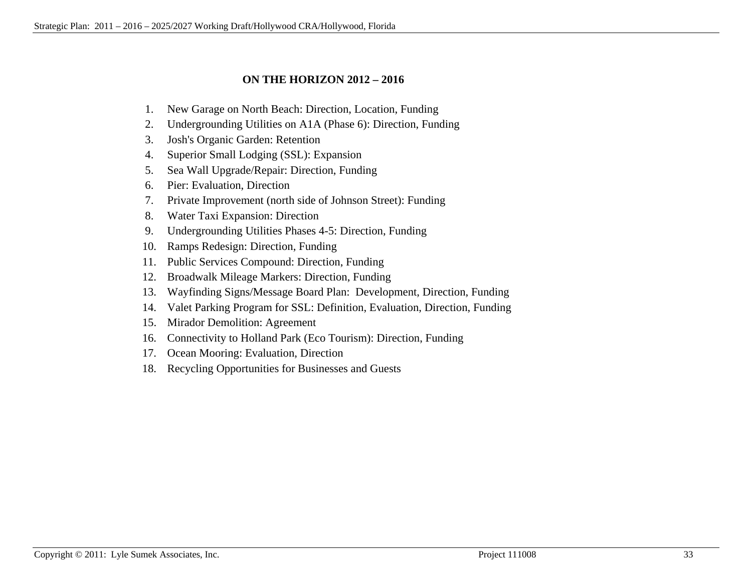## ON THE HORIZON 2012 – 2016

1. New Garage on North Beach: Direction, Location, Funding
2. Undergrounding Utilities on A1A (Phase 6): Direction, Funding
3. Josh's Organic Garden: Retention
4. Superior Small Lodging (SSL): Expansion
5. Sea Wall Upgrade/Repair: Direction, Funding
6. Pier: Evaluation, Direction
7. Private Improvement (north side of Johnson Street): Funding
8. Water Taxi Expansion: Direction
9. Undergrounding Utilities Phases 4-5: Direction, Funding
10. Ramps Redesign: Direction, Funding
11. Public Services Compound: Direction, Funding
12. Broadwalk Mileage Markers: Direction, Funding
13. Wayfinding Signs/Message Board Plan: Development, Direction, Funding
14. Valet Parking Program for SSL: Definition, Evaluation, Direction, Funding
15. Mirador Demolition: Agreement
16. Connectivity to Holland Park (Eco Tourism): Direction, Funding
17. Ocean Mooring: Evaluation, Direction
18. Recycling Opportunities for Businesses and Guests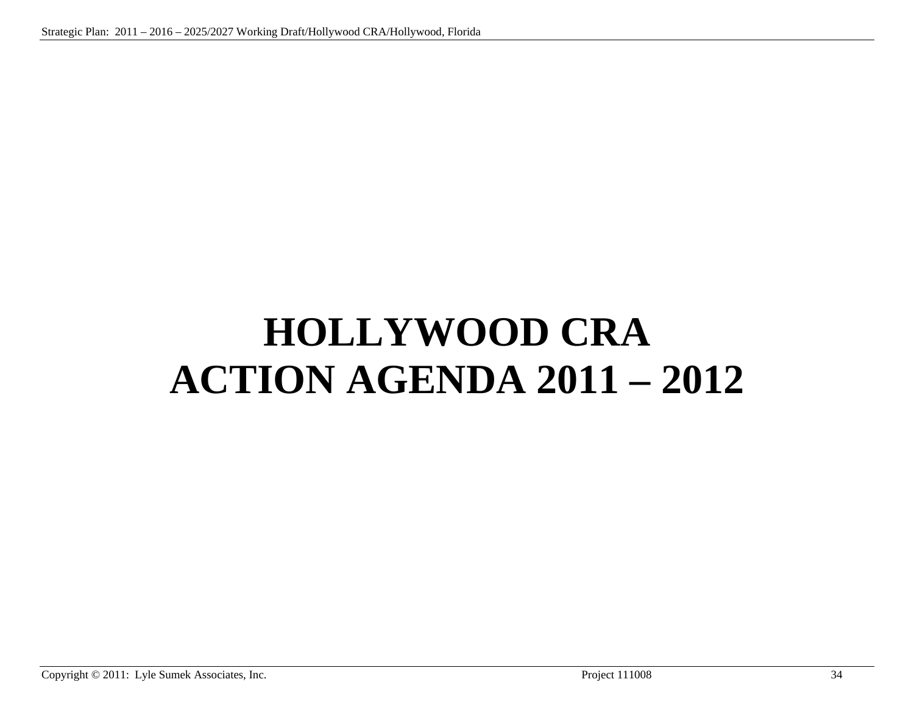# HOLLYWOOD CRA
# ACTION AGENDA 2011 – 2012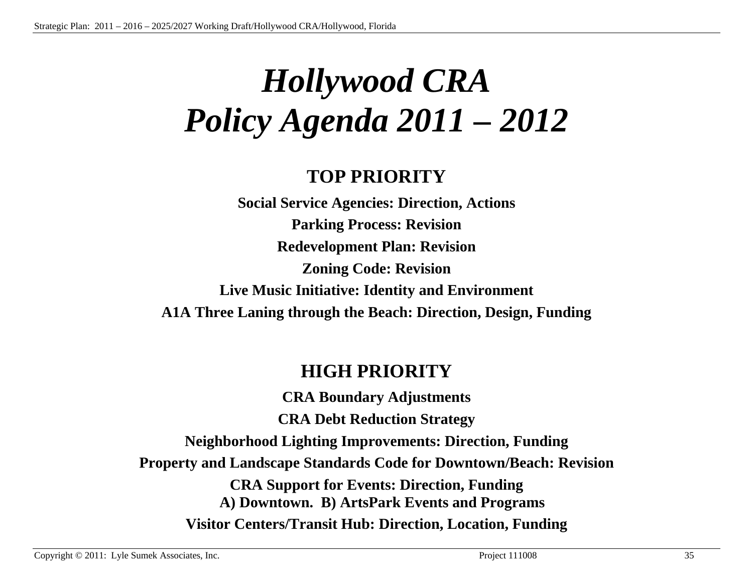# *Hollywood CRA Policy Agenda 2011 – 2012*

## TOP PRIORITY

**Social Service Agencies: Direction, Actions**

**Parking Process: Revision**

**Redevelopment Plan: Revision**

**Zoning Code: Revision**

**Live Music Initiative: Identity and Environment**

**A1A Three Laning through the Beach: Direction, Design, Funding**

## HIGH PRIORITY

**CRA Boundary Adjustments**

**CRA Debt Reduction Strategy**

**Neighborhood Lighting Improvements: Direction, Funding**

**Property and Landscape Standards Code for Downtown/Beach: Revision**

**CRA Support for Events: Direction, Funding**
**A) Downtown. B) ArtsPark Events and Programs**

**Visitor Centers/Transit Hub: Direction, Location, Funding**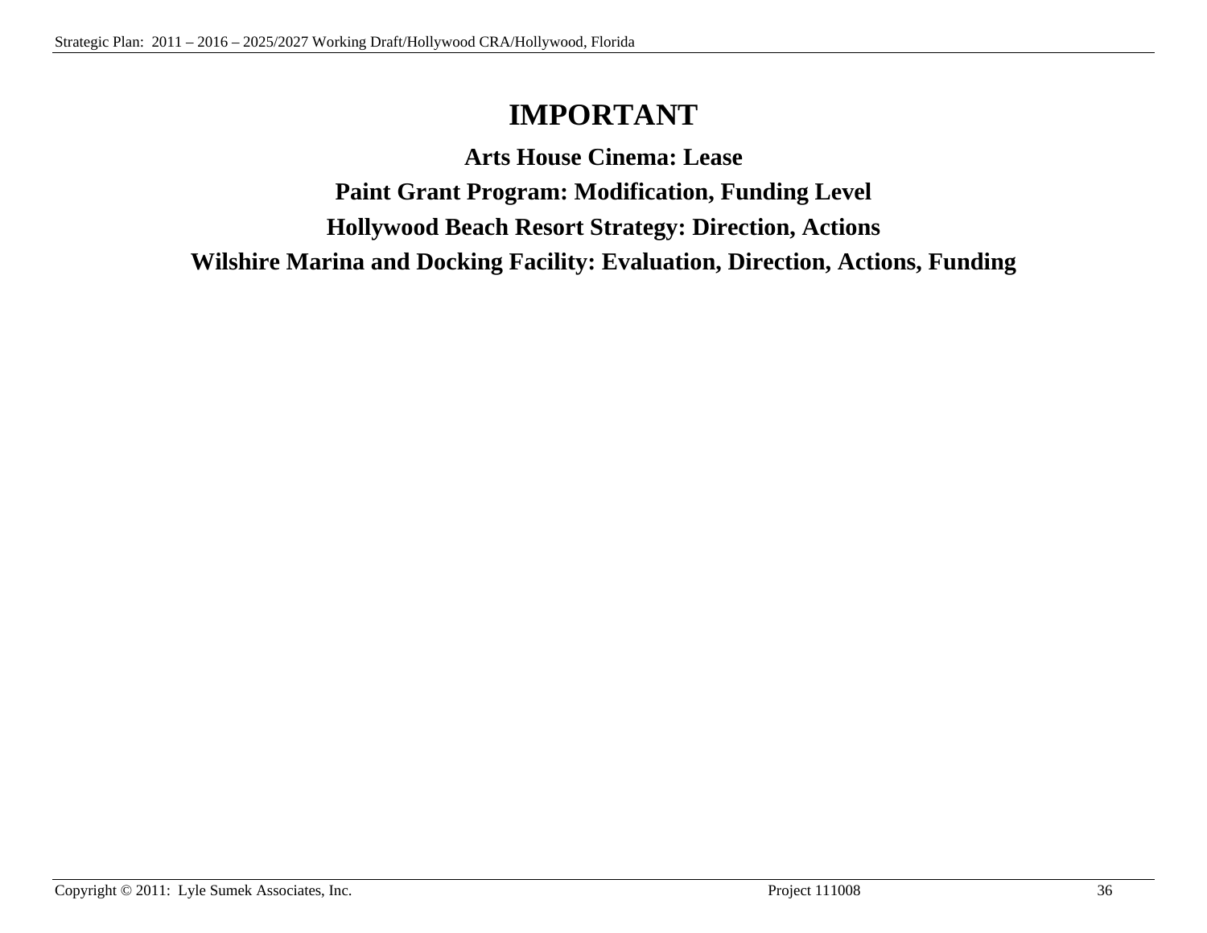# IMPORTANT

**Arts House Cinema: Lease**

**Paint Grant Program: Modification, Funding Level**

**Hollywood Beach Resort Strategy: Direction, Actions**

**Wilshire Marina and Docking Facility: Evaluation, Direction, Actions, Funding**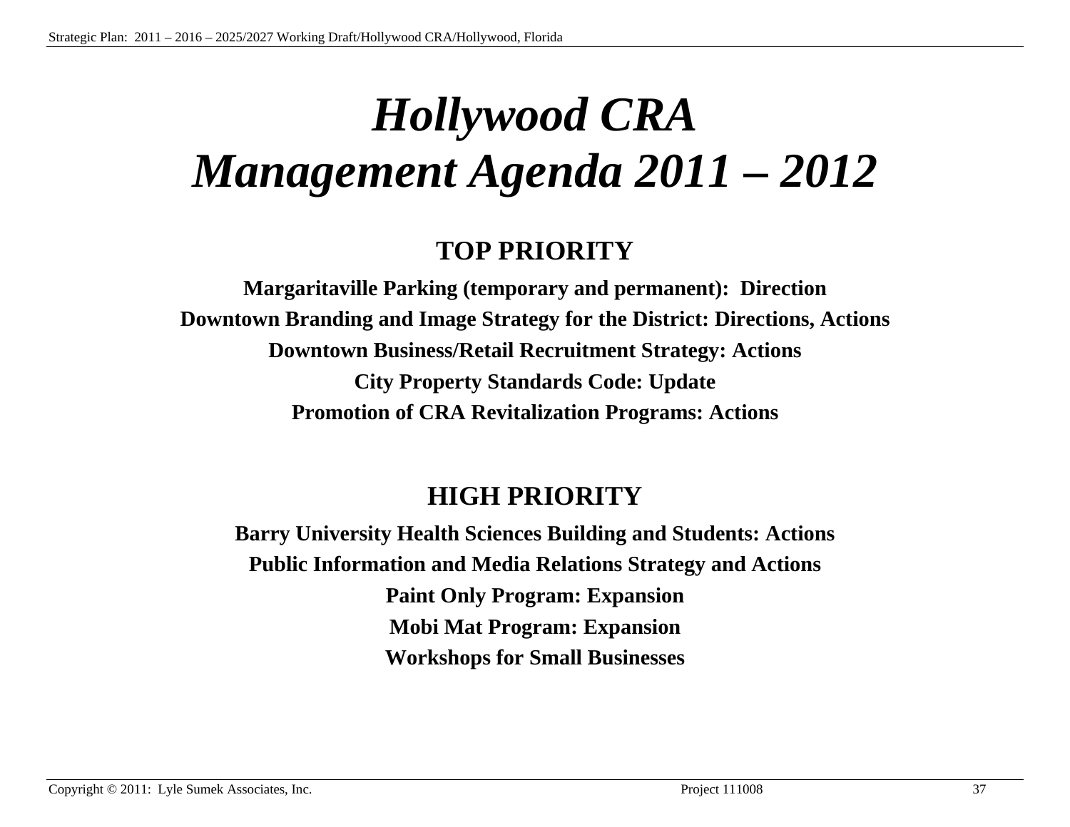# *Hollywood CRA Management Agenda 2011 – 2012*

## TOP PRIORITY

**Margaritaville Parking (temporary and permanent): Direction**

**Downtown Branding and Image Strategy for the District: Directions, Actions**

**Downtown Business/Retail Recruitment Strategy: Actions**

**City Property Standards Code: Update**

**Promotion of CRA Revitalization Programs: Actions**

## HIGH PRIORITY

**Barry University Health Sciences Building and Students: Actions**

**Public Information and Media Relations Strategy and Actions**

**Paint Only Program: Expansion**

**Mobi Mat Program: Expansion**

**Workshops for Small Businesses**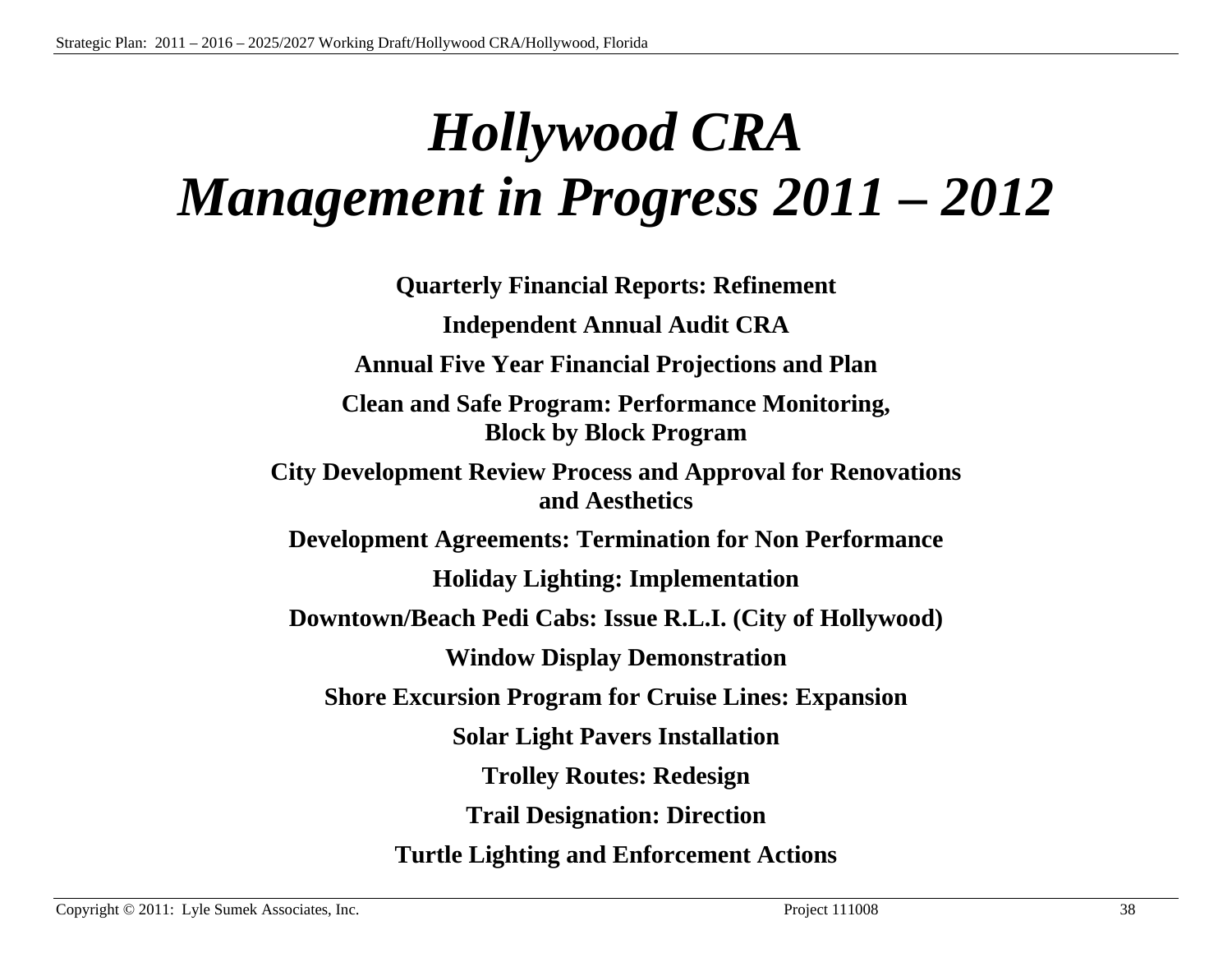# *Hollywood CRA Management in Progress 2011 – 2012*

**Quarterly Financial Reports: Refinement**

**Independent Annual Audit CRA**

**Annual Five Year Financial Projections and Plan**

**Clean and Safe Program: Performance Monitoring, Block by Block Program**

**City Development Review Process and Approval for Renovations and Aesthetics**

**Development Agreements: Termination for Non Performance**

**Holiday Lighting: Implementation**

**Downtown/Beach Pedi Cabs: Issue R.L.I. (City of Hollywood)**

**Window Display Demonstration**

**Shore Excursion Program for Cruise Lines: Expansion**

**Solar Light Pavers Installation**

**Trolley Routes: Redesign**

**Trail Designation: Direction**

**Turtle Lighting and Enforcement Actions**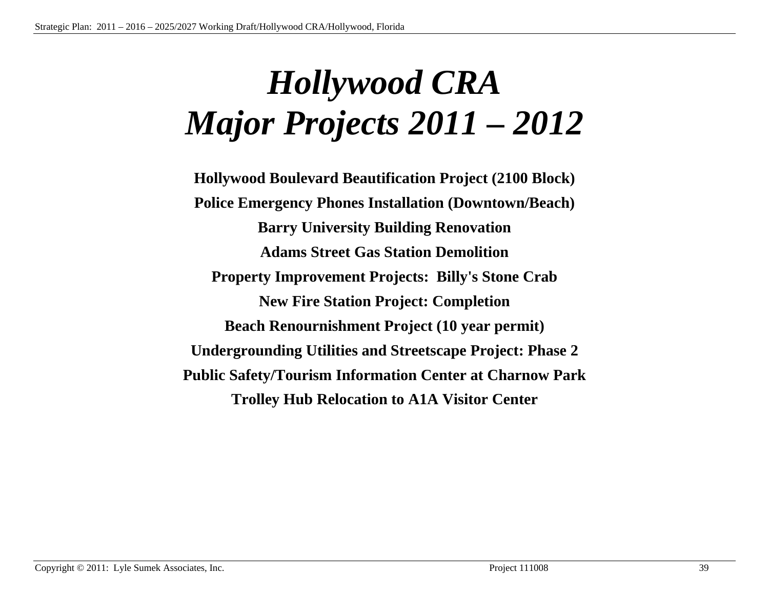# *Hollywood CRA*
# *Major Projects 2011 – 2012*

**Hollywood Boulevard Beautification Project (2100 Block)**

**Police Emergency Phones Installation (Downtown/Beach)**

**Barry University Building Renovation**

**Adams Street Gas Station Demolition**

**Property Improvement Projects: Billy's Stone Crab**

**New Fire Station Project: Completion**

**Beach Renournishment Project (10 year permit)**

**Undergrounding Utilities and Streetscape Project: Phase 2**

**Public Safety/Tourism Information Center at Charnow Park**

**Trolley Hub Relocation to A1A Visitor Center**